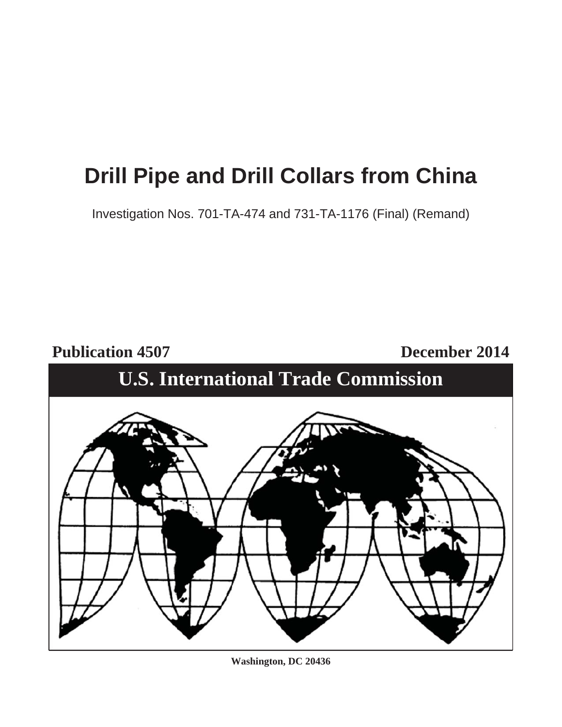# Drill Pipe and Drill Collars from China

Investigation Nos. 701-TA-474 and 731-TA-1176 (Final) (Remand)

**Publication 4507** **December 2014**

## U.S. International Trade Commission

**Washington, DC 20436**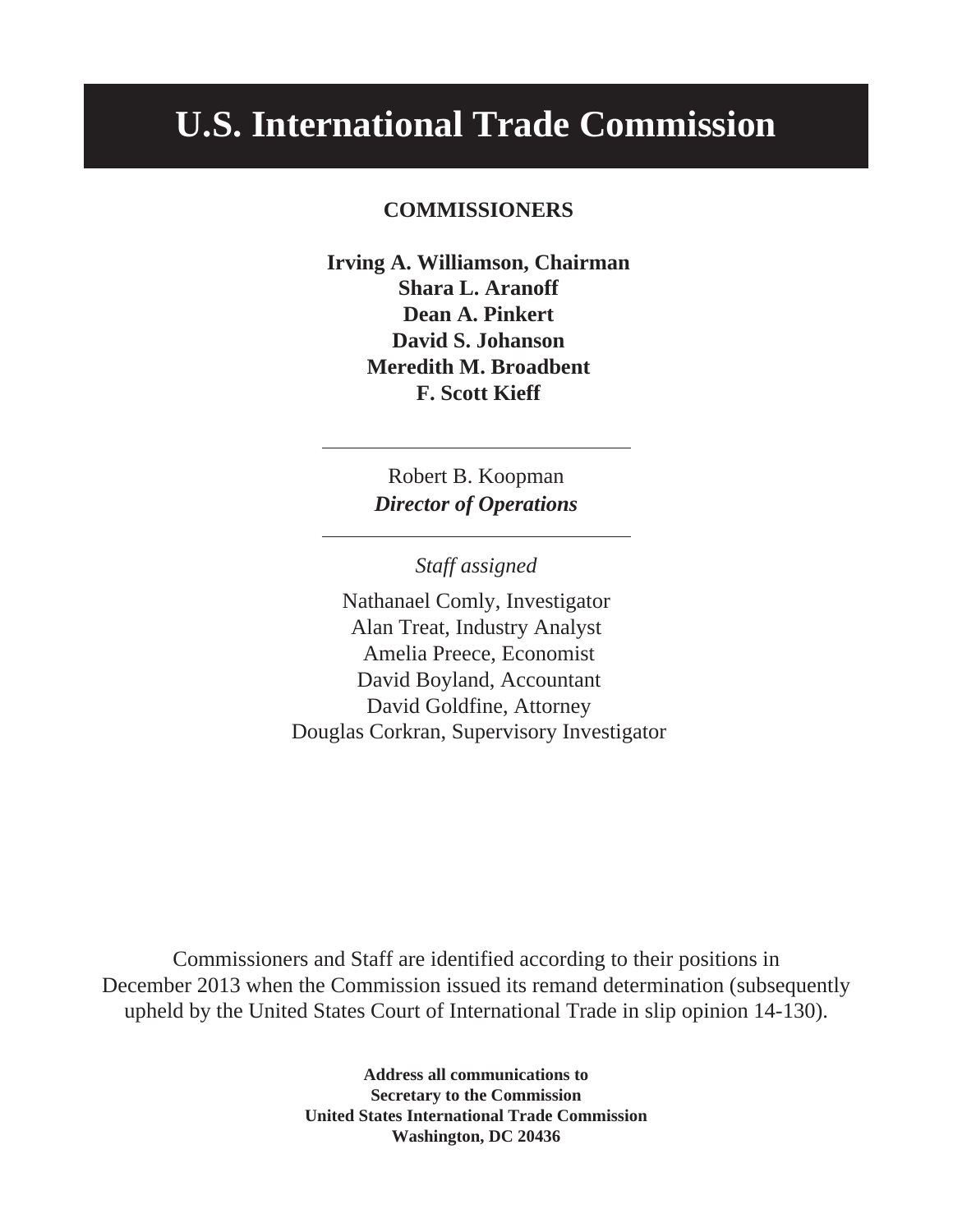# U.S. International Trade Commission

**COMMISSIONERS**

**Irving A. Williamson, Chairman**
**Shara L. Aranoff**
**Dean A. Pinkert**
**David S. Johanson**
**Meredith M. Broadbent**
**F. Scott Kieff**

---

Robert B. Koopman
***Director of Operations***

---

*Staff assigned*

Nathanael Comly, Investigator
Alan Treat, Industry Analyst
Amelia Preece, Economist
David Boyland, Accountant
David Goldfine, Attorney
Douglas Corkran, Supervisory Investigator

Commissioners and Staff are identified according to their positions in December 2013 when the Commission issued its remand determination (subsequently upheld by the United States Court of International Trade in slip opinion 14-130).

**Address all communications to**
**Secretary to the Commission**
**United States International Trade Commission**
**Washington, DC 20436**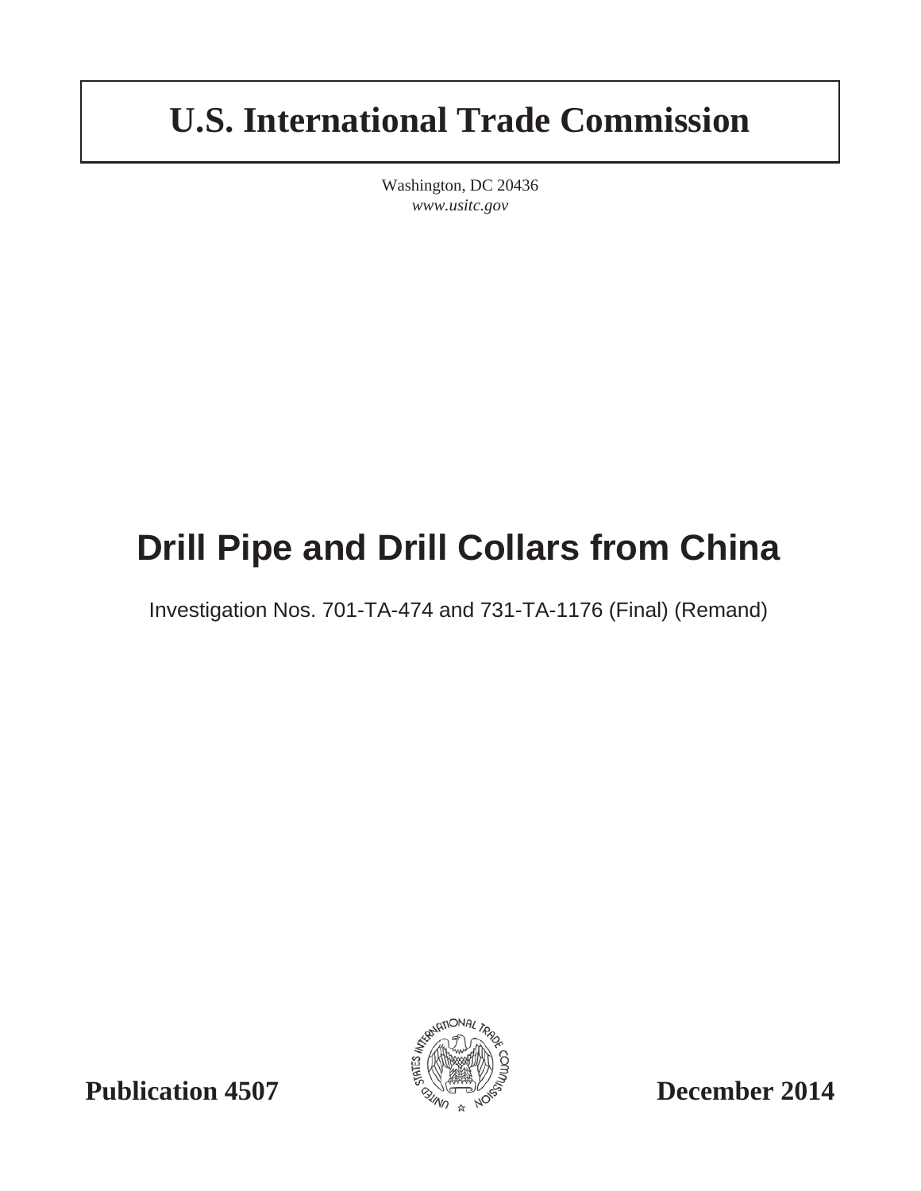# U.S. International Trade Commission

Washington, DC 20436
*www.usitc.gov*

# Drill Pipe and Drill Collars from China

Investigation Nos. 701-TA-474 and 731-TA-1176 (Final) (Remand)

**Publication 4507** **December 2014**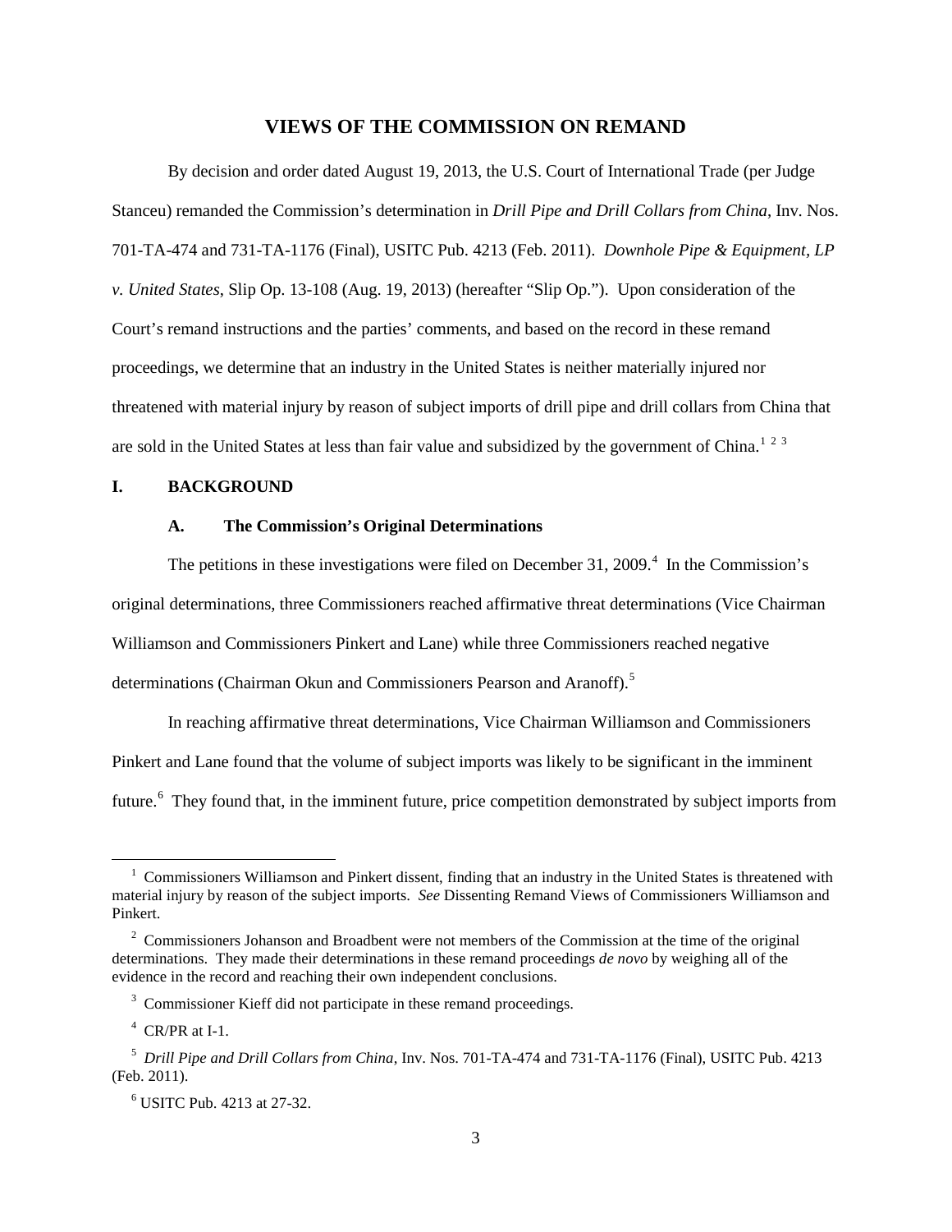## VIEWS OF THE COMMISSION ON REMAND

By decision and order dated August 19, 2013, the U.S. Court of International Trade (per Judge Stanceu) remanded the Commission's determination in *Drill Pipe and Drill Collars from China*, Inv. Nos. 701-TA-474 and 731-TA-1176 (Final), USITC Pub. 4213 (Feb. 2011). *Downhole Pipe & Equipment, LP v. United States*, Slip Op. 13-108 (Aug. 19, 2013) (hereafter "Slip Op."). Upon consideration of the Court's remand instructions and the parties' comments, and based on the record in these remand proceedings, we determine that an industry in the United States is neither materially injured nor threatened with material injury by reason of subject imports of drill pipe and drill collars from China that are sold in the United States at less than fair value and subsidized by the government of China.[1] [2] [3]

### I. BACKGROUND

#### A. The Commission's Original Determinations

The petitions in these investigations were filed on December 31, 2009.[4] In the Commission's original determinations, three Commissioners reached affirmative threat determinations (Vice Chairman Williamson and Commissioners Pinkert and Lane) while three Commissioners reached negative determinations (Chairman Okun and Commissioners Pearson and Aranoff).[5]

In reaching affirmative threat determinations, Vice Chairman Williamson and Commissioners Pinkert and Lane found that the volume of subject imports was likely to be significant in the imminent future.[6] They found that, in the imminent future, price competition demonstrated by subject imports from

---

[1] Commissioners Williamson and Pinkert dissent, finding that an industry in the United States is threatened with material injury by reason of the subject imports. *See* Dissenting Remand Views of Commissioners Williamson and Pinkert.

[2] Commissioners Johanson and Broadbent were not members of the Commission at the time of the original determinations. They made their determinations in these remand proceedings *de novo* by weighing all of the evidence in the record and reaching their own independent conclusions.

[3] Commissioner Kieff did not participate in these remand proceedings.

[4] CR/PR at I-1.

[5] *Drill Pipe and Drill Collars from China*, Inv. Nos. 701-TA-474 and 731-TA-1176 (Final), USITC Pub. 4213 (Feb. 2011).

[6] USITC Pub. 4213 at 27-32.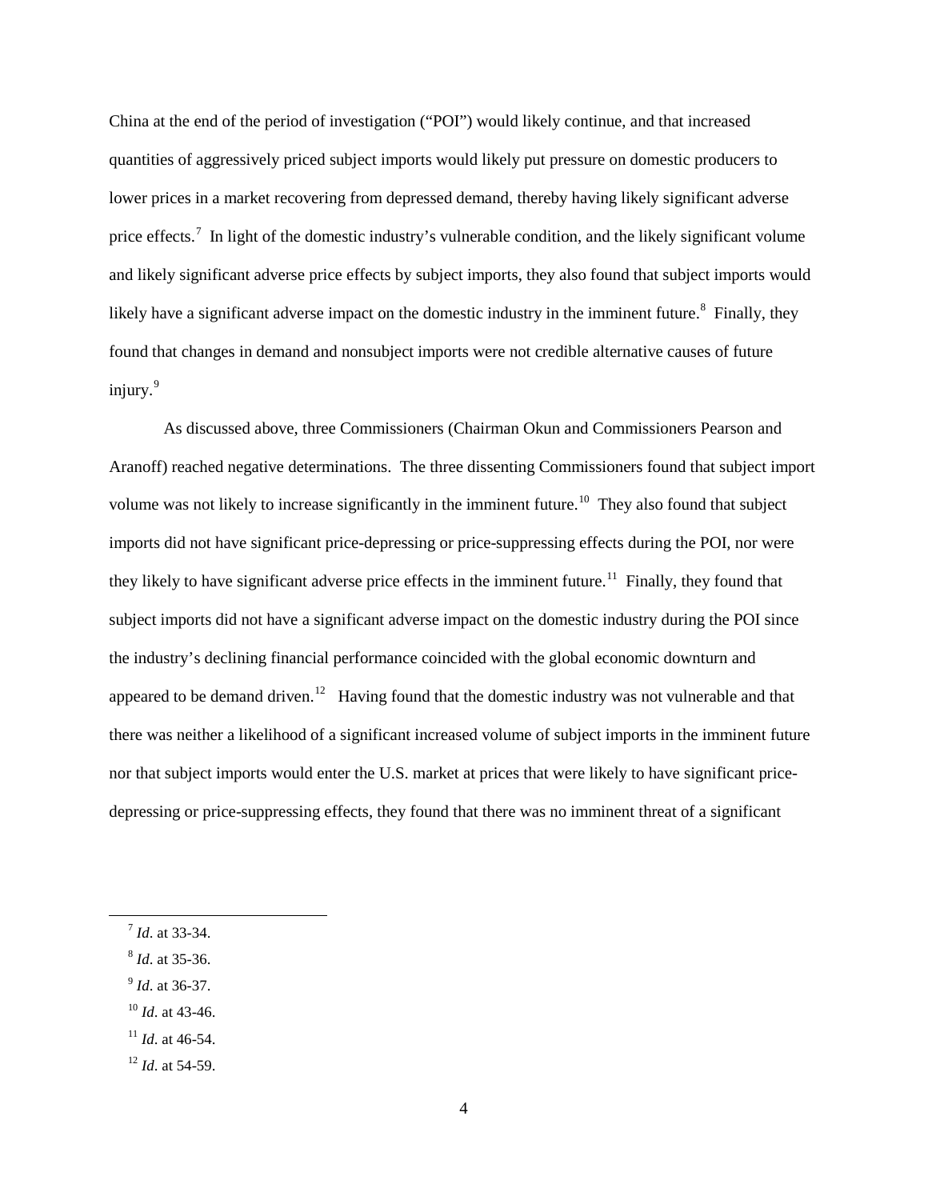China at the end of the period of investigation ("POI") would likely continue, and that increased quantities of aggressively priced subject imports would likely put pressure on domestic producers to lower prices in a market recovering from depressed demand, thereby having likely significant adverse price effects.[7] In light of the domestic industry's vulnerable condition, and the likely significant volume and likely significant adverse price effects by subject imports, they also found that subject imports would likely have a significant adverse impact on the domestic industry in the imminent future.[8] Finally, they found that changes in demand and nonsubject imports were not credible alternative causes of future injury.[9]

As discussed above, three Commissioners (Chairman Okun and Commissioners Pearson and Aranoff) reached negative determinations. The three dissenting Commissioners found that subject import volume was not likely to increase significantly in the imminent future.[10] They also found that subject imports did not have significant price-depressing or price-suppressing effects during the POI, nor were they likely to have significant adverse price effects in the imminent future.[11] Finally, they found that subject imports did not have a significant adverse impact on the domestic industry during the POI since the industry's declining financial performance coincided with the global economic downturn and appeared to be demand driven.[12] Having found that the domestic industry was not vulnerable and that there was neither a likelihood of a significant increased volume of subject imports in the imminent future nor that subject imports would enter the U.S. market at prices that were likely to have significant price-depressing or price-suppressing effects, they found that there was no imminent threat of a significant

[7] *Id*. at 33-34.

[8] *Id*. at 35-36.

[9] *Id*. at 36-37.

[10] *Id*. at 43-46.

[11] *Id*. at 46-54.

[12] *Id*. at 54-59.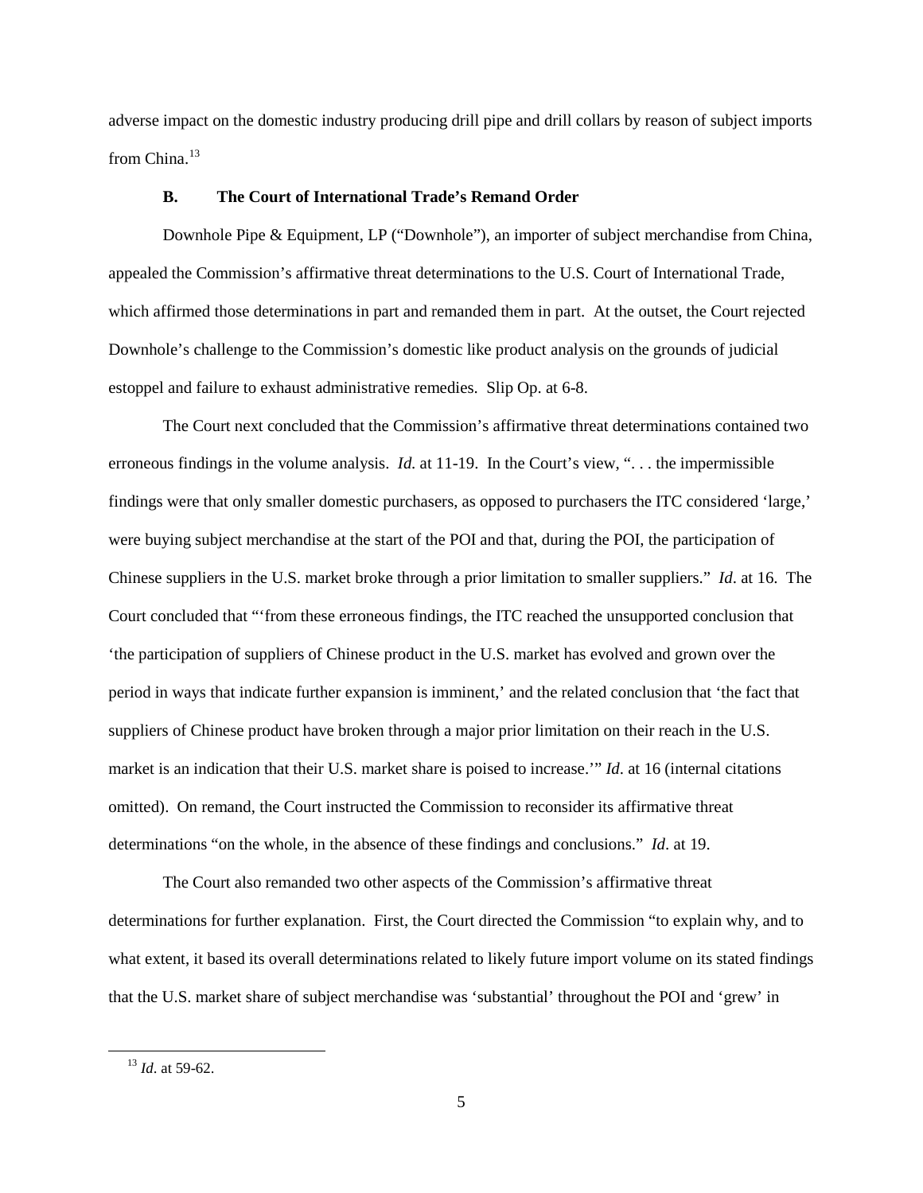adverse impact on the domestic industry producing drill pipe and drill collars by reason of subject imports from China.[13]

### B. The Court of International Trade's Remand Order

Downhole Pipe & Equipment, LP ("Downhole"), an importer of subject merchandise from China, appealed the Commission's affirmative threat determinations to the U.S. Court of International Trade, which affirmed those determinations in part and remanded them in part. At the outset, the Court rejected Downhole's challenge to the Commission's domestic like product analysis on the grounds of judicial estoppel and failure to exhaust administrative remedies. Slip Op. at 6-8.

The Court next concluded that the Commission's affirmative threat determinations contained two erroneous findings in the volume analysis. *Id.* at 11-19. In the Court's view, ". . . the impermissible findings were that only smaller domestic purchasers, as opposed to purchasers the ITC considered 'large,' were buying subject merchandise at the start of the POI and that, during the POI, the participation of Chinese suppliers in the U.S. market broke through a prior limitation to smaller suppliers." *Id*. at 16. The Court concluded that "'from these erroneous findings, the ITC reached the unsupported conclusion that 'the participation of suppliers of Chinese product in the U.S. market has evolved and grown over the period in ways that indicate further expansion is imminent,' and the related conclusion that 'the fact that suppliers of Chinese product have broken through a major prior limitation on their reach in the U.S. market is an indication that their U.S. market share is poised to increase.'" *Id*. at 16 (internal citations omitted). On remand, the Court instructed the Commission to reconsider its affirmative threat determinations "on the whole, in the absence of these findings and conclusions." *Id*. at 19.

The Court also remanded two other aspects of the Commission's affirmative threat determinations for further explanation. First, the Court directed the Commission "to explain why, and to what extent, it based its overall determinations related to likely future import volume on its stated findings that the U.S. market share of subject merchandise was 'substantial' throughout the POI and 'grew' in

---

[13] *Id*. at 59-62.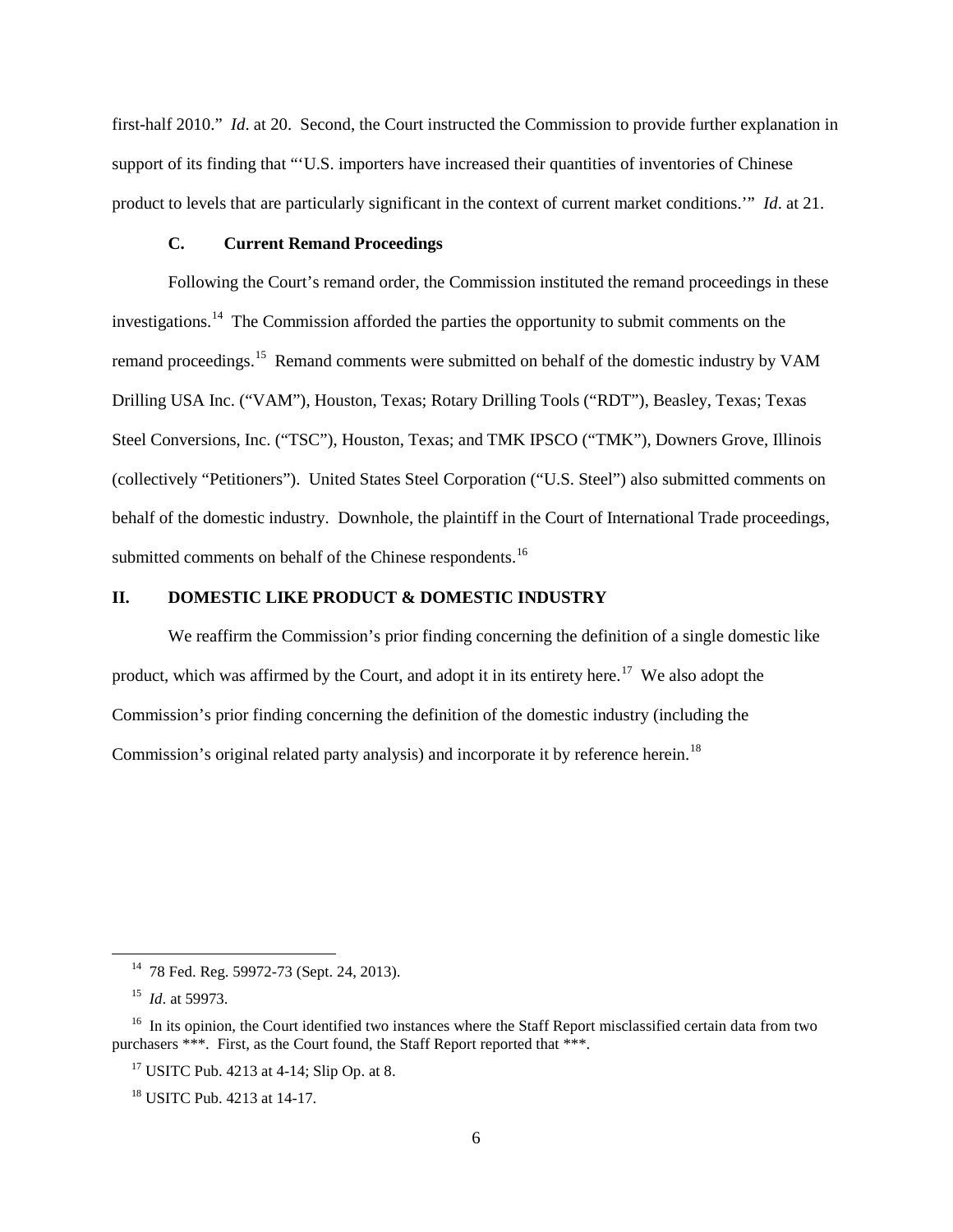first-half 2010." *Id*. at 20. Second, the Court instructed the Commission to provide further explanation in support of its finding that "'U.S. importers have increased their quantities of inventories of Chinese product to levels that are particularly significant in the context of current market conditions.'" *Id*. at 21.

### C. Current Remand Proceedings

Following the Court's remand order, the Commission instituted the remand proceedings in these investigations.[14] The Commission afforded the parties the opportunity to submit comments on the remand proceedings.[15] Remand comments were submitted on behalf of the domestic industry by VAM Drilling USA Inc. ("VAM"), Houston, Texas; Rotary Drilling Tools ("RDT"), Beasley, Texas; Texas Steel Conversions, Inc. ("TSC"), Houston, Texas; and TMK IPSCO ("TMK"), Downers Grove, Illinois (collectively "Petitioners"). United States Steel Corporation ("U.S. Steel") also submitted comments on behalf of the domestic industry. Downhole, the plaintiff in the Court of International Trade proceedings, submitted comments on behalf of the Chinese respondents.[16]

## II. DOMESTIC LIKE PRODUCT & DOMESTIC INDUSTRY

We reaffirm the Commission's prior finding concerning the definition of a single domestic like product, which was affirmed by the Court, and adopt it in its entirety here.[17] We also adopt the Commission's prior finding concerning the definition of the domestic industry (including the Commission's original related party analysis) and incorporate it by reference herein.[18]

---

[14] 78 Fed. Reg. 59972-73 (Sept. 24, 2013).

[15] *Id*. at 59973.

[16] In its opinion, the Court identified two instances where the Staff Report misclassified certain data from two purchasers ***. First, as the Court found, the Staff Report reported that ***.

[17] USITC Pub. 4213 at 4-14; Slip Op. at 8.

[18] USITC Pub. 4213 at 14-17.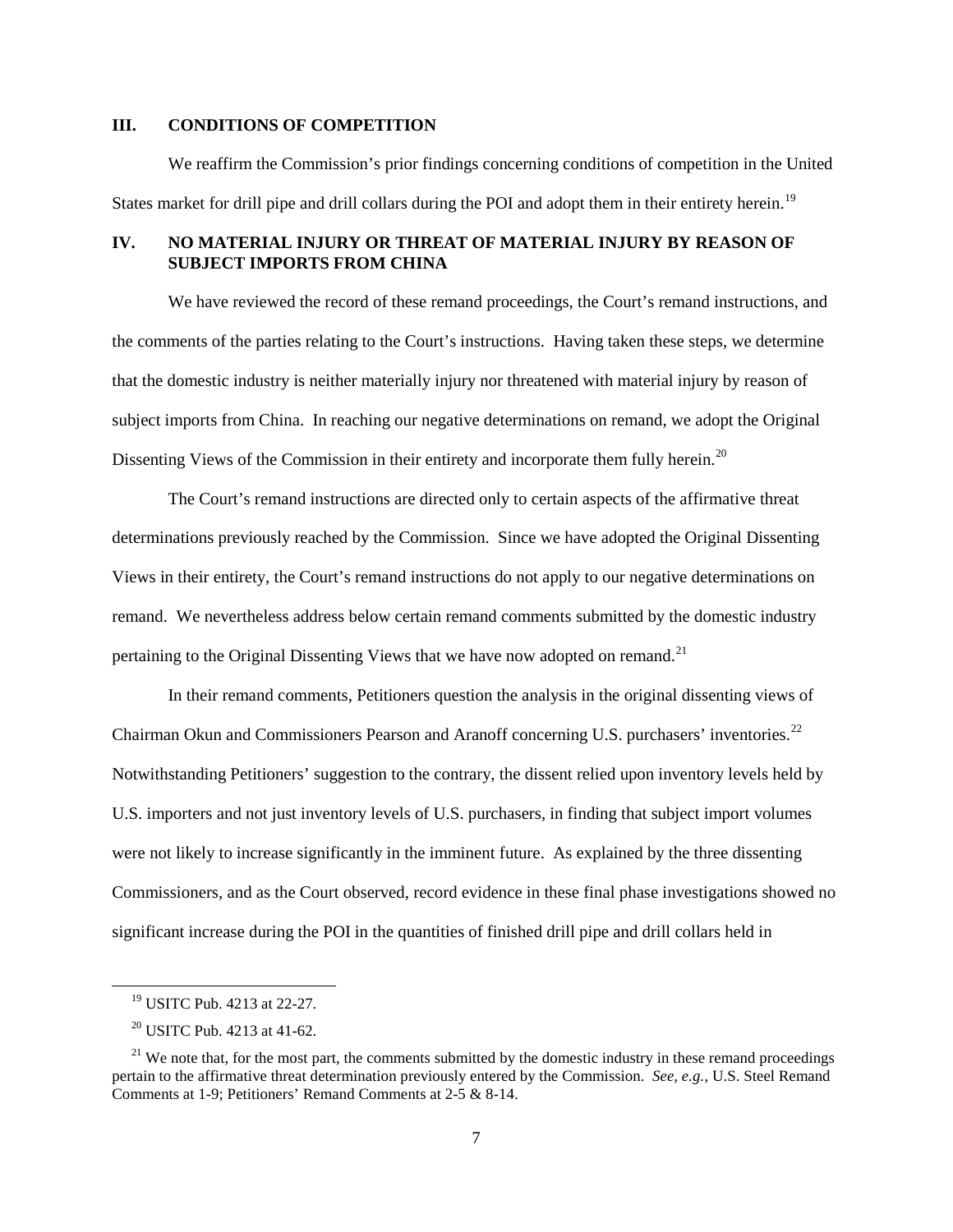## III. CONDITIONS OF COMPETITION

We reaffirm the Commission's prior findings concerning conditions of competition in the United States market for drill pipe and drill collars during the POI and adopt them in their entirety herein.[19]

## IV. NO MATERIAL INJURY OR THREAT OF MATERIAL INJURY BY REASON OF SUBJECT IMPORTS FROM CHINA

We have reviewed the record of these remand proceedings, the Court's remand instructions, and the comments of the parties relating to the Court's instructions. Having taken these steps, we determine that the domestic industry is neither materially injury nor threatened with material injury by reason of subject imports from China. In reaching our negative determinations on remand, we adopt the Original Dissenting Views of the Commission in their entirety and incorporate them fully herein.[20]

The Court's remand instructions are directed only to certain aspects of the affirmative threat determinations previously reached by the Commission. Since we have adopted the Original Dissenting Views in their entirety, the Court's remand instructions do not apply to our negative determinations on remand. We nevertheless address below certain remand comments submitted by the domestic industry pertaining to the Original Dissenting Views that we have now adopted on remand.[21]

In their remand comments, Petitioners question the analysis in the original dissenting views of Chairman Okun and Commissioners Pearson and Aranoff concerning U.S. purchasers' inventories.[22] Notwithstanding Petitioners' suggestion to the contrary, the dissent relied upon inventory levels held by U.S. importers and not just inventory levels of U.S. purchasers, in finding that subject import volumes were not likely to increase significantly in the imminent future. As explained by the three dissenting Commissioners, and as the Court observed, record evidence in these final phase investigations showed no significant increase during the POI in the quantities of finished drill pipe and drill collars held in

---

[19] USITC Pub. 4213 at 22-27.

[20] USITC Pub. 4213 at 41-62.

[21] We note that, for the most part, the comments submitted by the domestic industry in these remand proceedings pertain to the affirmative threat determination previously entered by the Commission. *See, e.g.*, U.S. Steel Remand Comments at 1-9; Petitioners' Remand Comments at 2-5 & 8-14.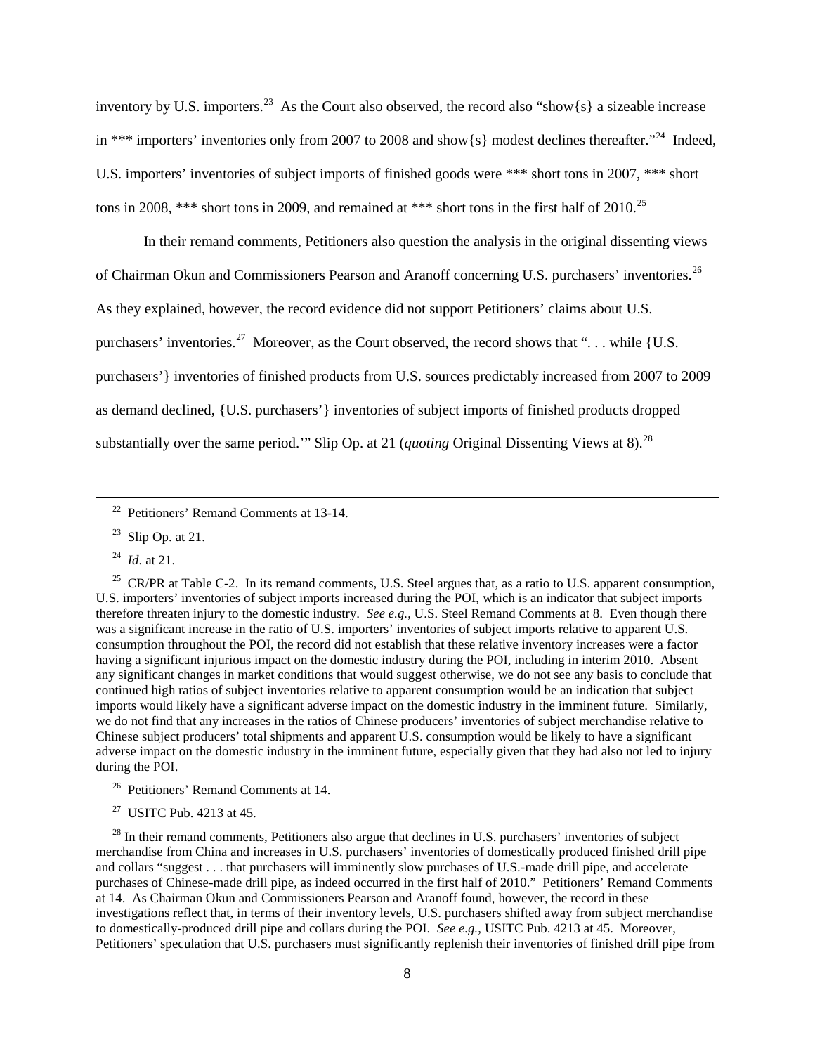inventory by U.S. importers.[23] As the Court also observed, the record also "show{s} a sizeable increase in *** importers' inventories only from 2007 to 2008 and show{s} modest declines thereafter."[24] Indeed, U.S. importers' inventories of subject imports of finished goods were *** short tons in 2007, *** short tons in 2008, *** short tons in 2009, and remained at *** short tons in the first half of 2010.[25]

In their remand comments, Petitioners also question the analysis in the original dissenting views of Chairman Okun and Commissioners Pearson and Aranoff concerning U.S. purchasers' inventories.[26] As they explained, however, the record evidence did not support Petitioners' claims about U.S. purchasers' inventories.[27] Moreover, as the Court observed, the record shows that ". . . while {U.S. purchasers'} inventories of finished products from U.S. sources predictably increased from 2007 to 2009 as demand declined, {U.S. purchasers'} inventories of subject imports of finished products dropped substantially over the same period.'" Slip Op. at 21 (*quoting* Original Dissenting Views at 8).[28]

---

[22] Petitioners' Remand Comments at 13-14.

[23] Slip Op. at 21.

[24] *Id*. at 21.

[25] CR/PR at Table C-2. In its remand comments, U.S. Steel argues that, as a ratio to U.S. apparent consumption, U.S. importers' inventories of subject imports increased during the POI, which is an indicator that subject imports therefore threaten injury to the domestic industry. *See e.g.*, U.S. Steel Remand Comments at 8. Even though there was a significant increase in the ratio of U.S. importers' inventories of subject imports relative to apparent U.S. consumption throughout the POI, the record did not establish that these relative inventory increases were a factor having a significant injurious impact on the domestic industry during the POI, including in interim 2010. Absent any significant changes in market conditions that would suggest otherwise, we do not see any basis to conclude that continued high ratios of subject inventories relative to apparent consumption would be an indication that subject imports would likely have a significant adverse impact on the domestic industry in the imminent future. Similarly, we do not find that any increases in the ratios of Chinese producers' inventories of subject merchandise relative to Chinese subject producers' total shipments and apparent U.S. consumption would be likely to have a significant adverse impact on the domestic industry in the imminent future, especially given that they had also not led to injury during the POI.

[26] Petitioners' Remand Comments at 14.

[27] USITC Pub. 4213 at 45.

[28] In their remand comments, Petitioners also argue that declines in U.S. purchasers' inventories of subject merchandise from China and increases in U.S. purchasers' inventories of domestically produced finished drill pipe and collars "suggest . . . that purchasers will imminently slow purchases of U.S.-made drill pipe, and accelerate purchases of Chinese-made drill pipe, as indeed occurred in the first half of 2010." Petitioners' Remand Comments at 14. As Chairman Okun and Commissioners Pearson and Aranoff found, however, the record in these investigations reflect that, in terms of their inventory levels, U.S. purchasers shifted away from subject merchandise to domestically-produced drill pipe and collars during the POI. *See e.g.*, USITC Pub. 4213 at 45. Moreover, Petitioners' speculation that U.S. purchasers must significantly replenish their inventories of finished drill pipe from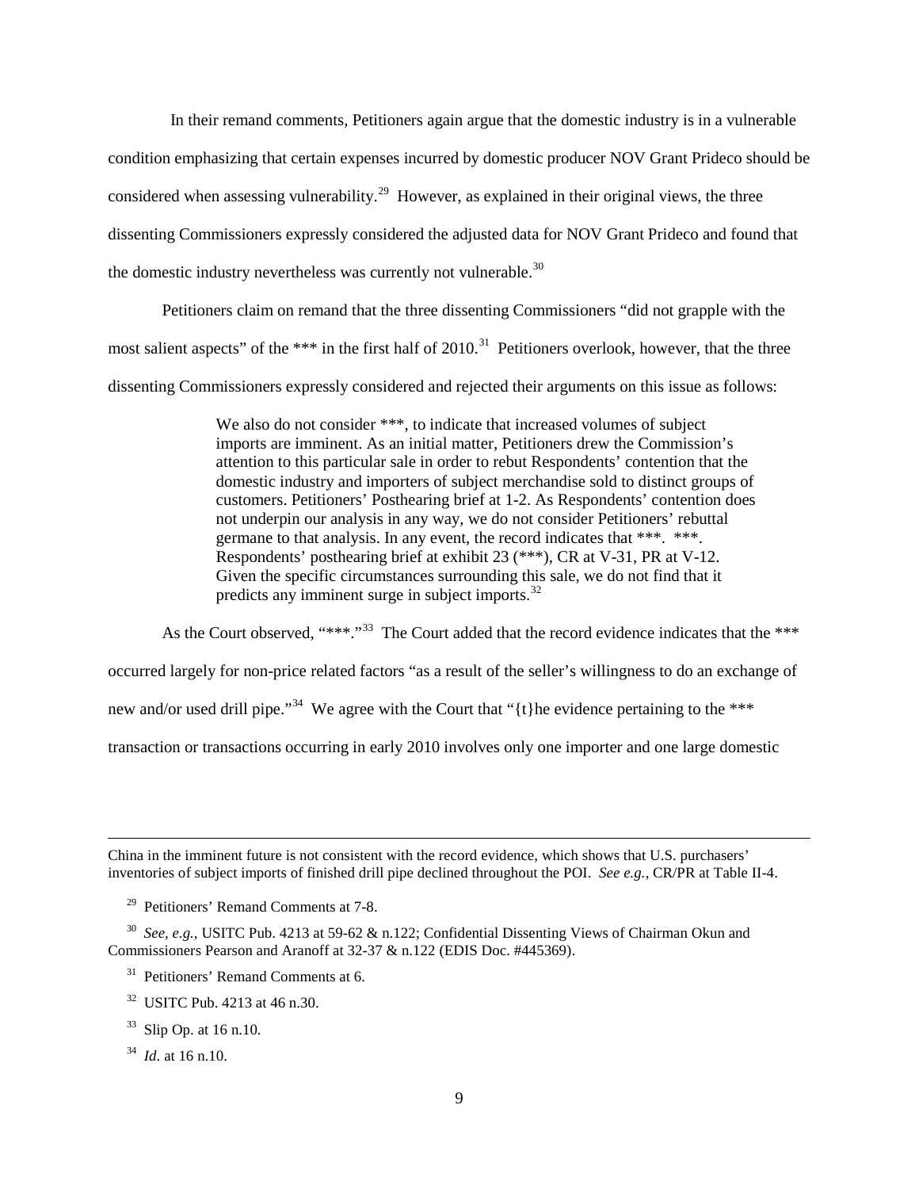In their remand comments, Petitioners again argue that the domestic industry is in a vulnerable condition emphasizing that certain expenses incurred by domestic producer NOV Grant Prideco should be considered when assessing vulnerability.[29] However, as explained in their original views, the three dissenting Commissioners expressly considered the adjusted data for NOV Grant Prideco and found that the domestic industry nevertheless was currently not vulnerable.[30]

Petitioners claim on remand that the three dissenting Commissioners "did not grapple with the most salient aspects" of the *** in the first half of 2010.[31] Petitioners overlook, however, that the three dissenting Commissioners expressly considered and rejected their arguments on this issue as follows:

> We also do not consider ***, to indicate that increased volumes of subject imports are imminent. As an initial matter, Petitioners drew the Commission's attention to this particular sale in order to rebut Respondents' contention that the domestic industry and importers of subject merchandise sold to distinct groups of customers. Petitioners' Posthearing brief at 1-2. As Respondents' contention does not underpin our analysis in any way, we do not consider Petitioners' rebuttal germane to that analysis. In any event, the record indicates that ***. ***. Respondents' posthearing brief at exhibit 23 (***), CR at V-31, PR at V-12. Given the specific circumstances surrounding this sale, we do not find that it predicts any imminent surge in subject imports.[32]

As the Court observed, "***."[33] The Court added that the record evidence indicates that the *** occurred largely for non-price related factors "as a result of the seller's willingness to do an exchange of new and/or used drill pipe."[34] We agree with the Court that "{t}he evidence pertaining to the *** transaction or transactions occurring in early 2010 involves only one importer and one large domestic

---

China in the imminent future is not consistent with the record evidence, which shows that U.S. purchasers' inventories of subject imports of finished drill pipe declined throughout the POI. *See e.g.*, CR/PR at Table II-4.

[29] Petitioners' Remand Comments at 7-8.

[30] *See, e.g.*, USITC Pub. 4213 at 59-62 & n.122; Confidential Dissenting Views of Chairman Okun and Commissioners Pearson and Aranoff at 32-37 & n.122 (EDIS Doc. #445369).

[31] Petitioners' Remand Comments at 6.

[32] USITC Pub. 4213 at 46 n.30.

[33] Slip Op. at 16 n.10.

[34] *Id.* at 16 n.10.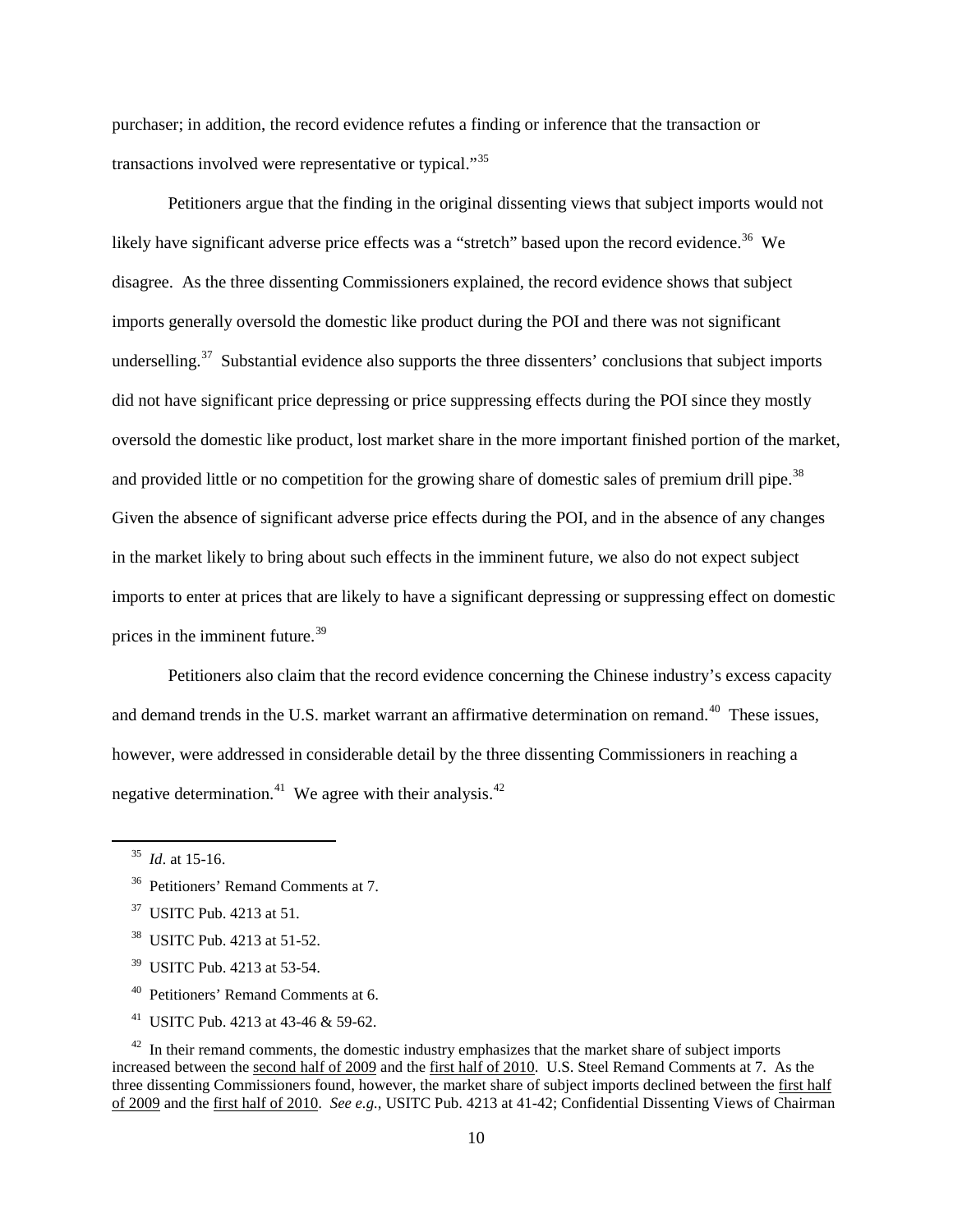purchaser; in addition, the record evidence refutes a finding or inference that the transaction or transactions involved were representative or typical."[35]

Petitioners argue that the finding in the original dissenting views that subject imports would not likely have significant adverse price effects was a "stretch" based upon the record evidence.[36] We disagree. As the three dissenting Commissioners explained, the record evidence shows that subject imports generally oversold the domestic like product during the POI and there was not significant underselling.[37] Substantial evidence also supports the three dissenters' conclusions that subject imports did not have significant price depressing or price suppressing effects during the POI since they mostly oversold the domestic like product, lost market share in the more important finished portion of the market, and provided little or no competition for the growing share of domestic sales of premium drill pipe.[38] Given the absence of significant adverse price effects during the POI, and in the absence of any changes in the market likely to bring about such effects in the imminent future, we also do not expect subject imports to enter at prices that are likely to have a significant depressing or suppressing effect on domestic prices in the imminent future.[39]

Petitioners also claim that the record evidence concerning the Chinese industry's excess capacity and demand trends in the U.S. market warrant an affirmative determination on remand.[40] These issues, however, were addressed in considerable detail by the three dissenting Commissioners in reaching a negative determination.[41] We agree with their analysis.[42]

---

[35] *Id*. at 15-16.

[36] Petitioners' Remand Comments at 7.

[37] USITC Pub. 4213 at 51.

[38] USITC Pub. 4213 at 51-52.

[39] USITC Pub. 4213 at 53-54.

[40] Petitioners' Remand Comments at 6.

[41] USITC Pub. 4213 at 43-46 & 59-62.

[42] In their remand comments, the domestic industry emphasizes that the market share of subject imports increased between the second half of 2009 and the first half of 2010. U.S. Steel Remand Comments at 7. As the three dissenting Commissioners found, however, the market share of subject imports declined between the first half of 2009 and the first half of 2010. *See e.g.*, USITC Pub. 4213 at 41-42; Confidential Dissenting Views of Chairman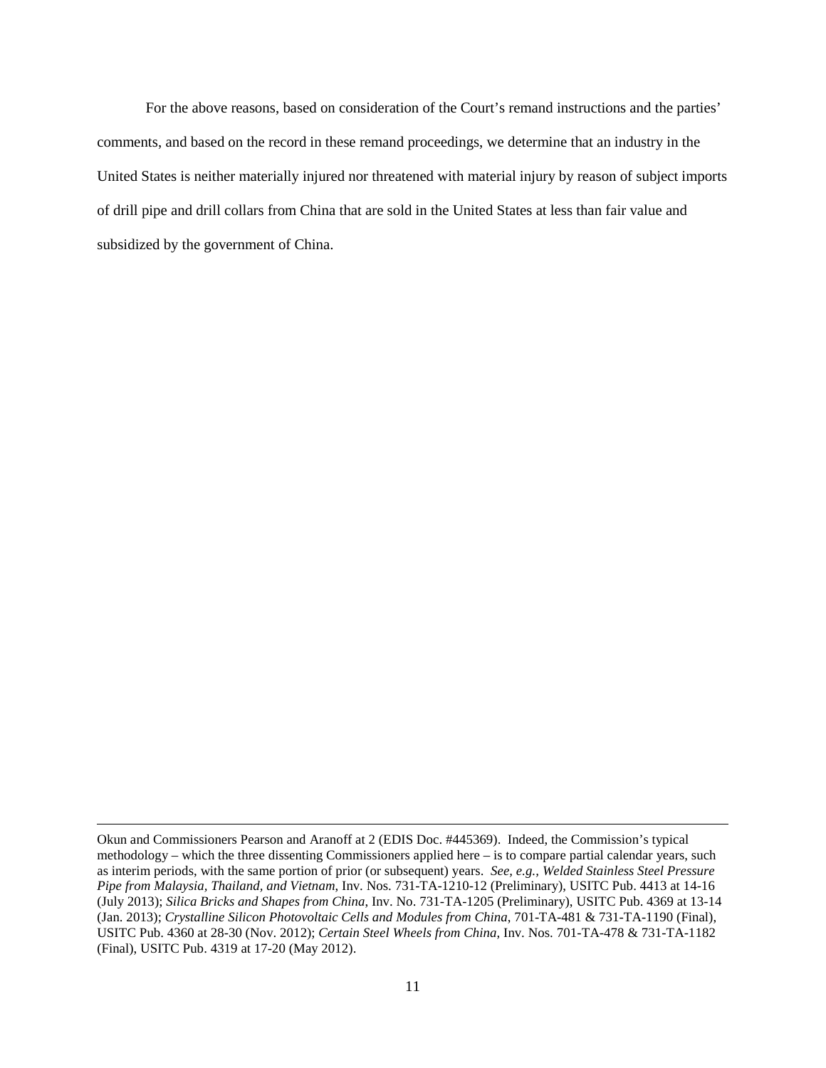For the above reasons, based on consideration of the Court's remand instructions and the parties' comments, and based on the record in these remand proceedings, we determine that an industry in the United States is neither materially injured nor threatened with material injury by reason of subject imports of drill pipe and drill collars from China that are sold in the United States at less than fair value and subsidized by the government of China.

---

Okun and Commissioners Pearson and Aranoff at 2 (EDIS Doc. #445369). Indeed, the Commission's typical methodology – which the three dissenting Commissioners applied here – is to compare partial calendar years, such as interim periods, with the same portion of prior (or subsequent) years. *See, e.g., Welded Stainless Steel Pressure Pipe from Malaysia, Thailand, and Vietnam*, Inv. Nos. 731-TA-1210-12 (Preliminary), USITC Pub. 4413 at 14-16 (July 2013); *Silica Bricks and Shapes from China*, Inv. No. 731-TA-1205 (Preliminary), USITC Pub. 4369 at 13-14 (Jan. 2013); *Crystalline Silicon Photovoltaic Cells and Modules from China*, 701-TA-481 & 731-TA-1190 (Final), USITC Pub. 4360 at 28-30 (Nov. 2012); *Certain Steel Wheels from China*, Inv. Nos. 701-TA-478 & 731-TA-1182 (Final), USITC Pub. 4319 at 17-20 (May 2012).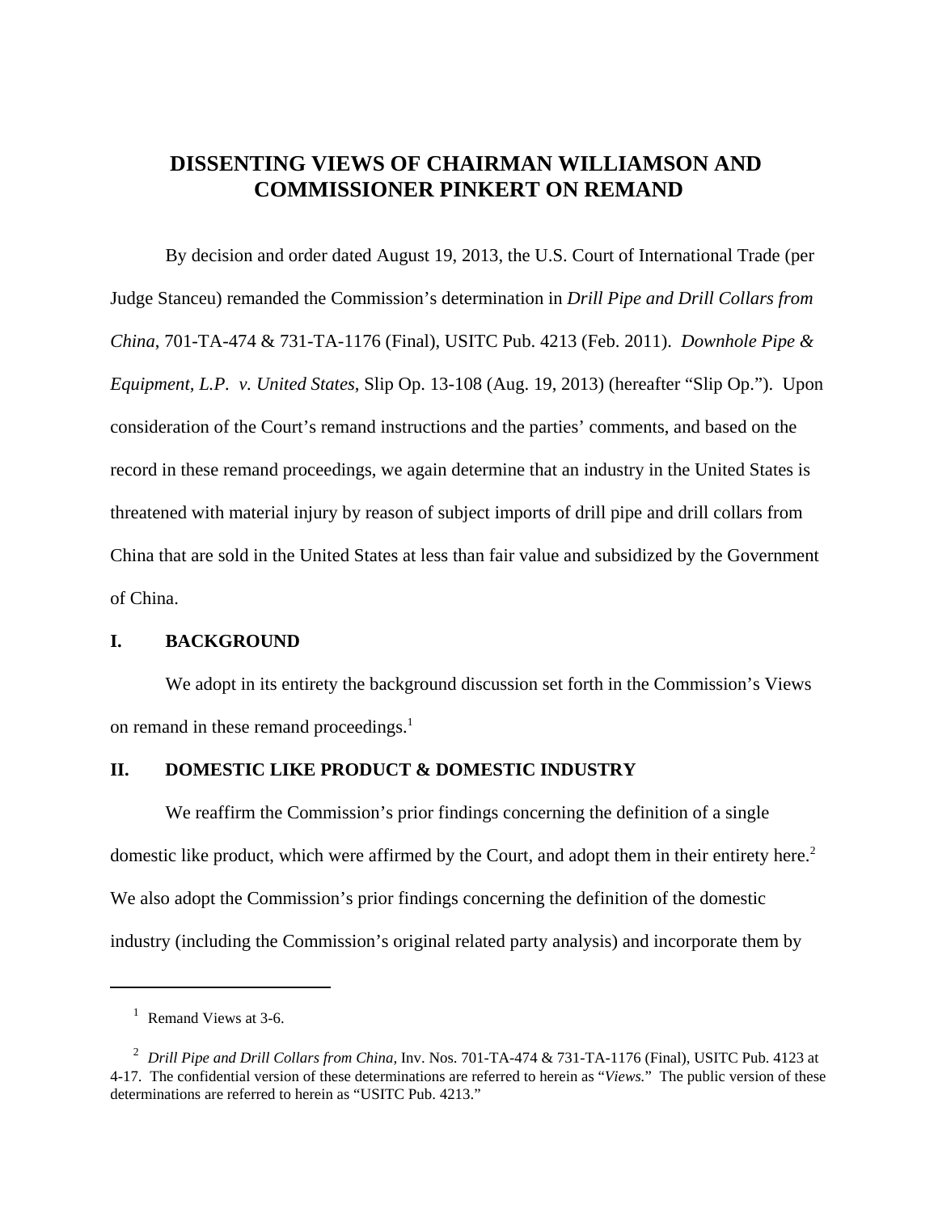# DISSENTING VIEWS OF CHAIRMAN WILLIAMSON AND COMMISSIONER PINKERT ON REMAND

By decision and order dated August 19, 2013, the U.S. Court of International Trade (per Judge Stanceu) remanded the Commission's determination in *Drill Pipe and Drill Collars from China*, 701-TA-474 & 731-TA-1176 (Final), USITC Pub. 4213 (Feb. 2011). *Downhole Pipe & Equipment, L.P. v. United States*, Slip Op. 13-108 (Aug. 19, 2013) (hereafter "Slip Op."). Upon consideration of the Court's remand instructions and the parties' comments, and based on the record in these remand proceedings, we again determine that an industry in the United States is threatened with material injury by reason of subject imports of drill pipe and drill collars from China that are sold in the United States at less than fair value and subsidized by the Government of China.

## I. BACKGROUND

We adopt in its entirety the background discussion set forth in the Commission's Views on remand in these remand proceedings.[1]

## II. DOMESTIC LIKE PRODUCT & DOMESTIC INDUSTRY

We reaffirm the Commission's prior findings concerning the definition of a single domestic like product, which were affirmed by the Court, and adopt them in their entirety here.[2] We also adopt the Commission's prior findings concerning the definition of the domestic industry (including the Commission's original related party analysis) and incorporate them by

---

[1] Remand Views at 3-6.

[2] *Drill Pipe and Drill Collars from China*, Inv. Nos. 701-TA-474 & 731-TA-1176 (Final), USITC Pub. 4123 at 4-17. The confidential version of these determinations are referred to herein as "*Views.*" The public version of these determinations are referred to herein as "USITC Pub. 4213."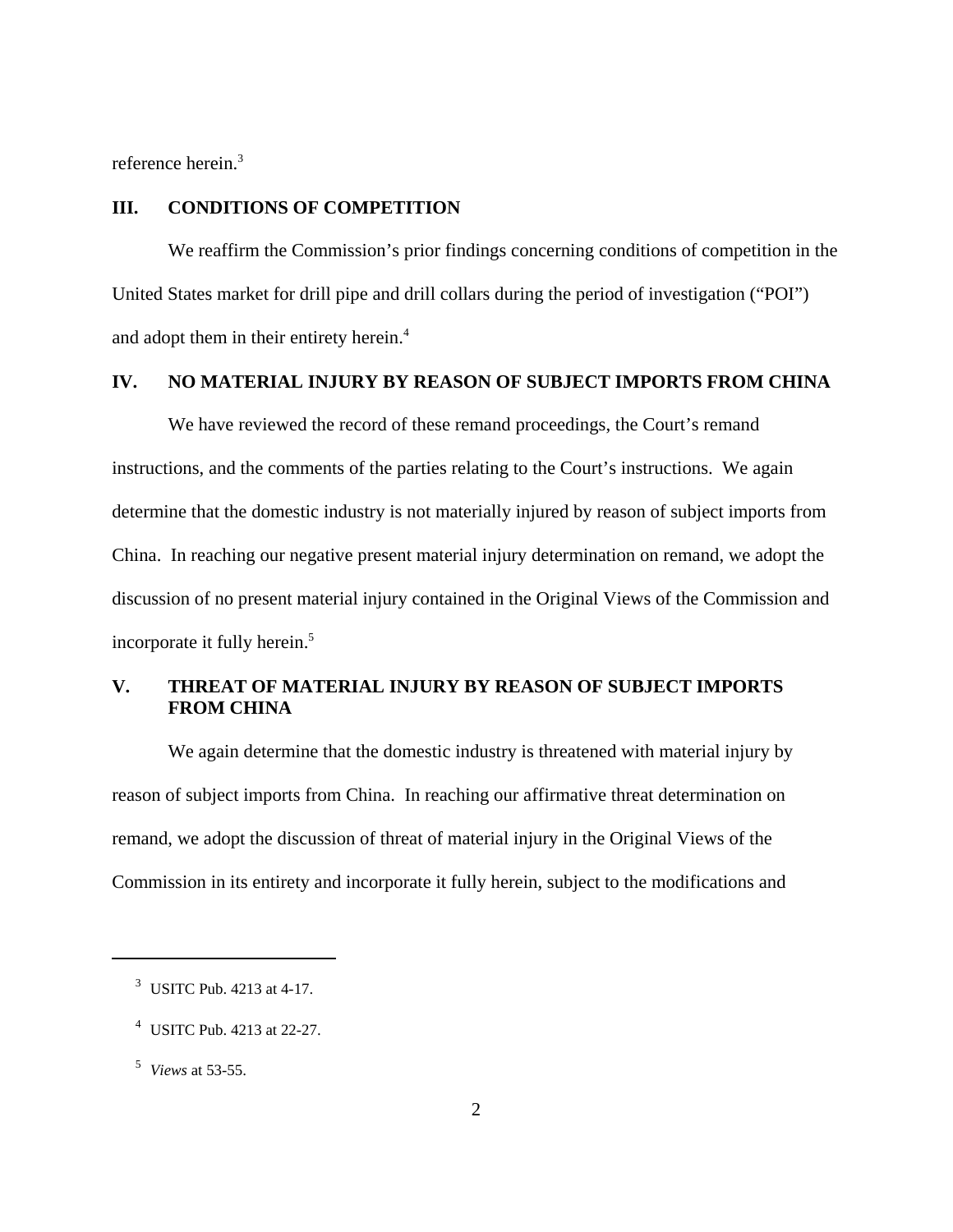reference herein.[3]

## III. CONDITIONS OF COMPETITION

We reaffirm the Commission's prior findings concerning conditions of competition in the United States market for drill pipe and drill collars during the period of investigation ("POI") and adopt them in their entirety herein.[4]

## IV. NO MATERIAL INJURY BY REASON OF SUBJECT IMPORTS FROM CHINA

We have reviewed the record of these remand proceedings, the Court's remand instructions, and the comments of the parties relating to the Court's instructions. We again determine that the domestic industry is not materially injured by reason of subject imports from China. In reaching our negative present material injury determination on remand, we adopt the discussion of no present material injury contained in the Original Views of the Commission and incorporate it fully herein.[5]

## V. THREAT OF MATERIAL INJURY BY REASON OF SUBJECT IMPORTS FROM CHINA

We again determine that the domestic industry is threatened with material injury by reason of subject imports from China. In reaching our affirmative threat determination on remand, we adopt the discussion of threat of material injury in the Original Views of the Commission in its entirety and incorporate it fully herein, subject to the modifications and

---

[3] USITC Pub. 4213 at 4-17.

[4] USITC Pub. 4213 at 22-27.

[5] *Views* at 53-55.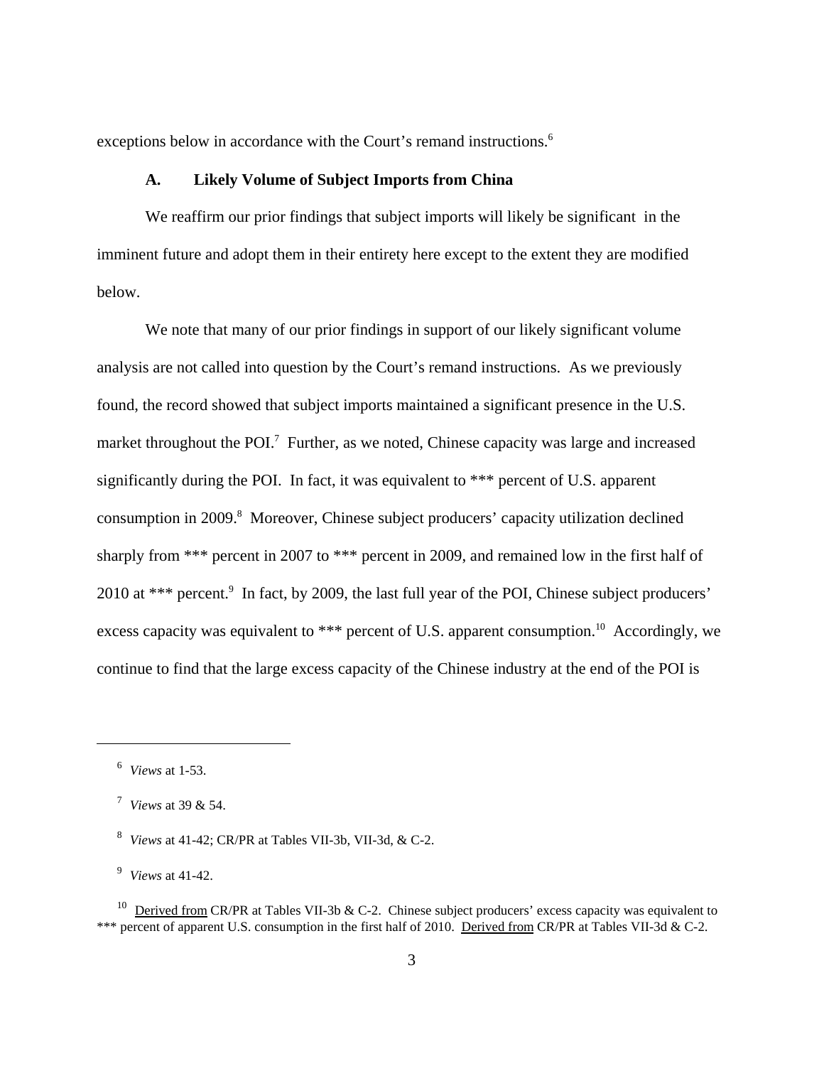exceptions below in accordance with the Court's remand instructions.[6]

### A. Likely Volume of Subject Imports from China

We reaffirm our prior findings that subject imports will likely be significant in the imminent future and adopt them in their entirety here except to the extent they are modified below.

We note that many of our prior findings in support of our likely significant volume analysis are not called into question by the Court's remand instructions. As we previously found, the record showed that subject imports maintained a significant presence in the U.S. market throughout the POI.[7] Further, as we noted, Chinese capacity was large and increased significantly during the POI. In fact, it was equivalent to *** percent of U.S. apparent consumption in 2009.[8] Moreover, Chinese subject producers' capacity utilization declined sharply from *** percent in 2007 to *** percent in 2009, and remained low in the first half of 2010 at *** percent.[9] In fact, by 2009, the last full year of the POI, Chinese subject producers' excess capacity was equivalent to *** percent of U.S. apparent consumption.[10] Accordingly, we continue to find that the large excess capacity of the Chinese industry at the end of the POI is

---

[6] *Views* at 1-53.

[7] *Views* at 39 & 54.

[8] *Views* at 41-42; CR/PR at Tables VII-3b, VII-3d, & C-2.

[9] *Views* at 41-42.

[10] Derived from CR/PR at Tables VII-3b & C-2. Chinese subject producers' excess capacity was equivalent to *** percent of apparent U.S. consumption in the first half of 2010. Derived from CR/PR at Tables VII-3d & C-2.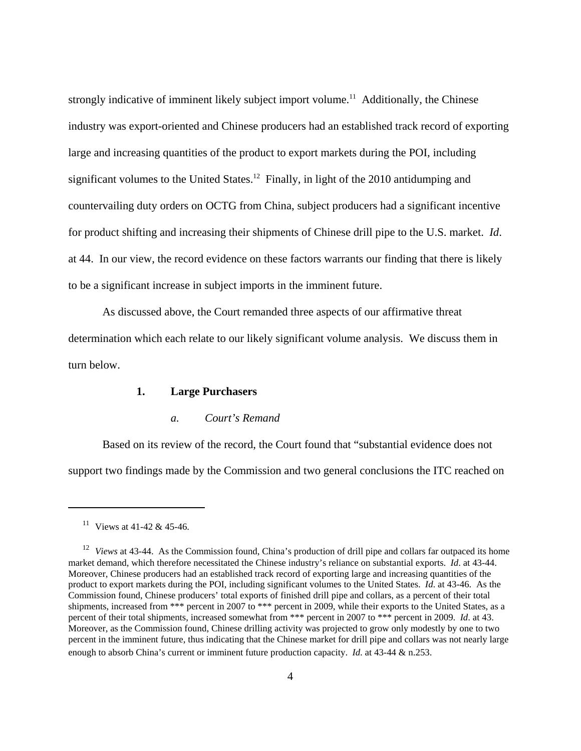strongly indicative of imminent likely subject import volume.[11] Additionally, the Chinese industry was export-oriented and Chinese producers had an established track record of exporting large and increasing quantities of the product to export markets during the POI, including significant volumes to the United States.[12] Finally, in light of the 2010 antidumping and countervailing duty orders on OCTG from China, subject producers had a significant incentive for product shifting and increasing their shipments of Chinese drill pipe to the U.S. market. *Id*. at 44. In our view, the record evidence on these factors warrants our finding that there is likely to be a significant increase in subject imports in the imminent future.

As discussed above, the Court remanded three aspects of our affirmative threat determination which each relate to our likely significant volume analysis. We discuss them in turn below.

### 1. Large Purchasers

#### *a. Court's Remand*

Based on its review of the record, the Court found that "substantial evidence does not support two findings made by the Commission and two general conclusions the ITC reached on

---

[11] Views at 41-42 & 45-46.

[12] *Views* at 43-44. As the Commission found, China's production of drill pipe and collars far outpaced its home market demand, which therefore necessitated the Chinese industry's reliance on substantial exports. *Id*. at 43-44. Moreover, Chinese producers had an established track record of exporting large and increasing quantities of the product to export markets during the POI, including significant volumes to the United States. *Id*. at 43-46. As the Commission found, Chinese producers' total exports of finished drill pipe and collars, as a percent of their total shipments, increased from *** percent in 2007 to *** percent in 2009, while their exports to the United States, as a percent of their total shipments, increased somewhat from *** percent in 2007 to *** percent in 2009. *Id*. at 43. Moreover, as the Commission found, Chinese drilling activity was projected to grow only modestly by one to two percent in the imminent future, thus indicating that the Chinese market for drill pipe and collars was not nearly large enough to absorb China's current or imminent future production capacity. *Id.* at 43-44 & n.253.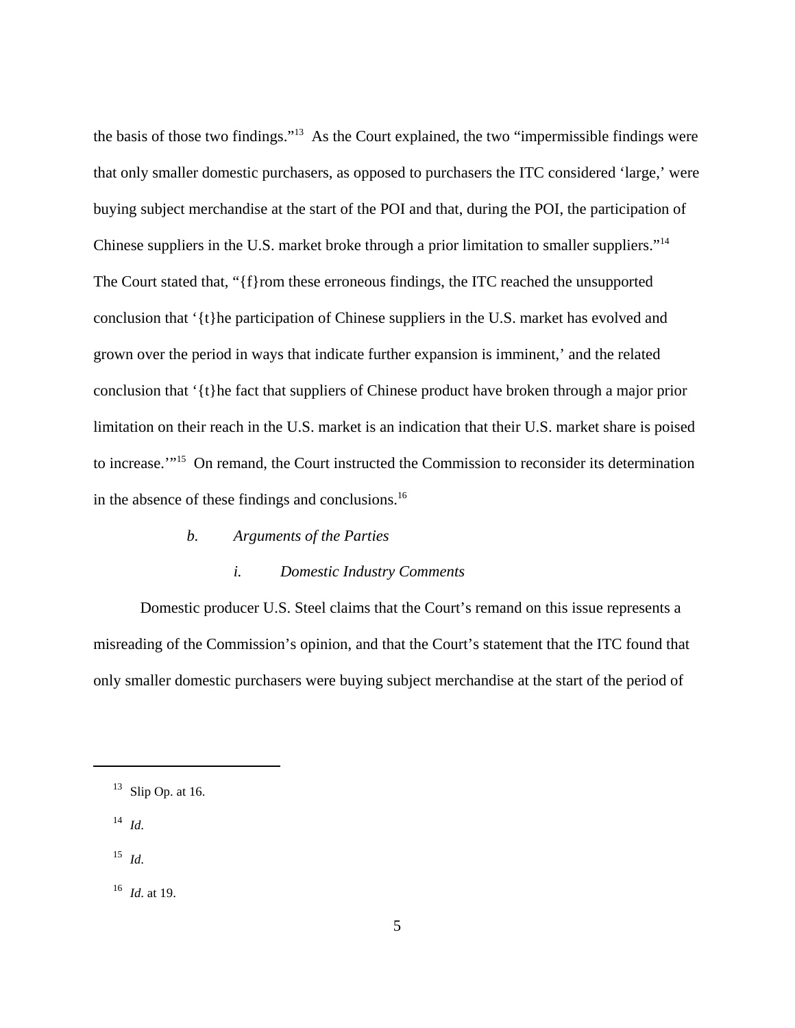the basis of those two findings."[13] As the Court explained, the two "impermissible findings were that only smaller domestic purchasers, as opposed to purchasers the ITC considered 'large,' were buying subject merchandise at the start of the POI and that, during the POI, the participation of Chinese suppliers in the U.S. market broke through a prior limitation to smaller suppliers."[14] The Court stated that, "{f}rom these erroneous findings, the ITC reached the unsupported conclusion that '{t}he participation of Chinese suppliers in the U.S. market has evolved and grown over the period in ways that indicate further expansion is imminent,' and the related conclusion that '{t}he fact that suppliers of Chinese product have broken through a major prior limitation on their reach in the U.S. market is an indication that their U.S. market share is poised to increase.'"[15] On remand, the Court instructed the Commission to reconsider its determination in the absence of these findings and conclusions.[16]

*b. Arguments of the Parties*

*i. Domestic Industry Comments*

Domestic producer U.S. Steel claims that the Court's remand on this issue represents a misreading of the Commission's opinion, and that the Court's statement that the ITC found that only smaller domestic purchasers were buying subject merchandise at the start of the period of

---

[13] Slip Op. at 16.

[14] *Id.*

[15] *Id.*

[16] *Id.* at 19.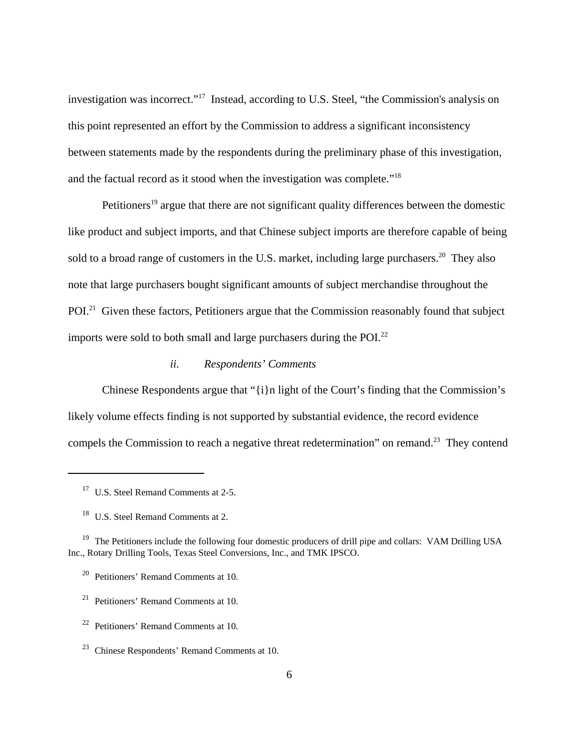investigation was incorrect."[17] Instead, according to U.S. Steel, "the Commission's analysis on this point represented an effort by the Commission to address a significant inconsistency between statements made by the respondents during the preliminary phase of this investigation, and the factual record as it stood when the investigation was complete."[18]

Petitioners[19] argue that there are not significant quality differences between the domestic like product and subject imports, and that Chinese subject imports are therefore capable of being sold to a broad range of customers in the U.S. market, including large purchasers.[20] They also note that large purchasers bought significant amounts of subject merchandise throughout the POI.[21] Given these factors, Petitioners argue that the Commission reasonably found that subject imports were sold to both small and large purchasers during the POI.[22]

*ii. Respondents' Comments*

Chinese Respondents argue that "{i}n light of the Court's finding that the Commission's likely volume effects finding is not supported by substantial evidence, the record evidence compels the Commission to reach a negative threat redetermination" on remand.[23] They contend

---

[17] U.S. Steel Remand Comments at 2-5.

[18] U.S. Steel Remand Comments at 2.

[19] The Petitioners include the following four domestic producers of drill pipe and collars: VAM Drilling USA Inc., Rotary Drilling Tools, Texas Steel Conversions, Inc., and TMK IPSCO.

[20] Petitioners' Remand Comments at 10.

[21] Petitioners' Remand Comments at 10.

[22] Petitioners' Remand Comments at 10.

[23] Chinese Respondents' Remand Comments at 10.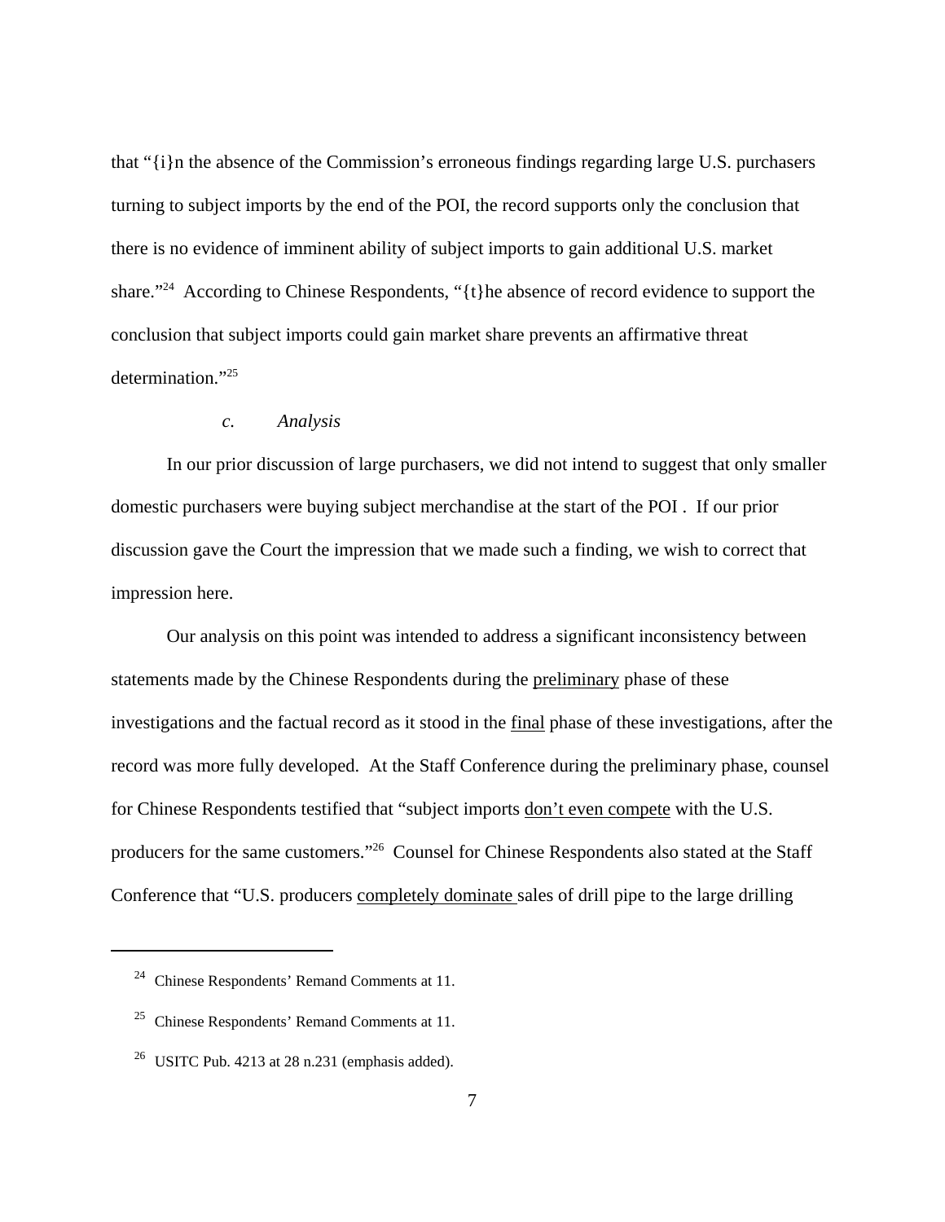that "{i}n the absence of the Commission's erroneous findings regarding large U.S. purchasers turning to subject imports by the end of the POI, the record supports only the conclusion that there is no evidence of imminent ability of subject imports to gain additional U.S. market share."[24] According to Chinese Respondents, "{t}he absence of record evidence to support the conclusion that subject imports could gain market share prevents an affirmative threat determination."[25]

*c. Analysis*

In our prior discussion of large purchasers, we did not intend to suggest that only smaller domestic purchasers were buying subject merchandise at the start of the POI . If our prior discussion gave the Court the impression that we made such a finding, we wish to correct that impression here.

Our analysis on this point was intended to address a significant inconsistency between statements made by the Chinese Respondents during the <u>preliminary</u> phase of these investigations and the factual record as it stood in the <u>final</u> phase of these investigations, after the record was more fully developed. At the Staff Conference during the preliminary phase, counsel for Chinese Respondents testified that "subject imports <u>don't even compete</u> with the U.S. producers for the same customers."[26] Counsel for Chinese Respondents also stated at the Staff Conference that "U.S. producers <u>completely dominate</u> sales of drill pipe to the large drilling

---

[24] Chinese Respondents' Remand Comments at 11.

[25] Chinese Respondents' Remand Comments at 11.

[26] USITC Pub. 4213 at 28 n.231 (emphasis added).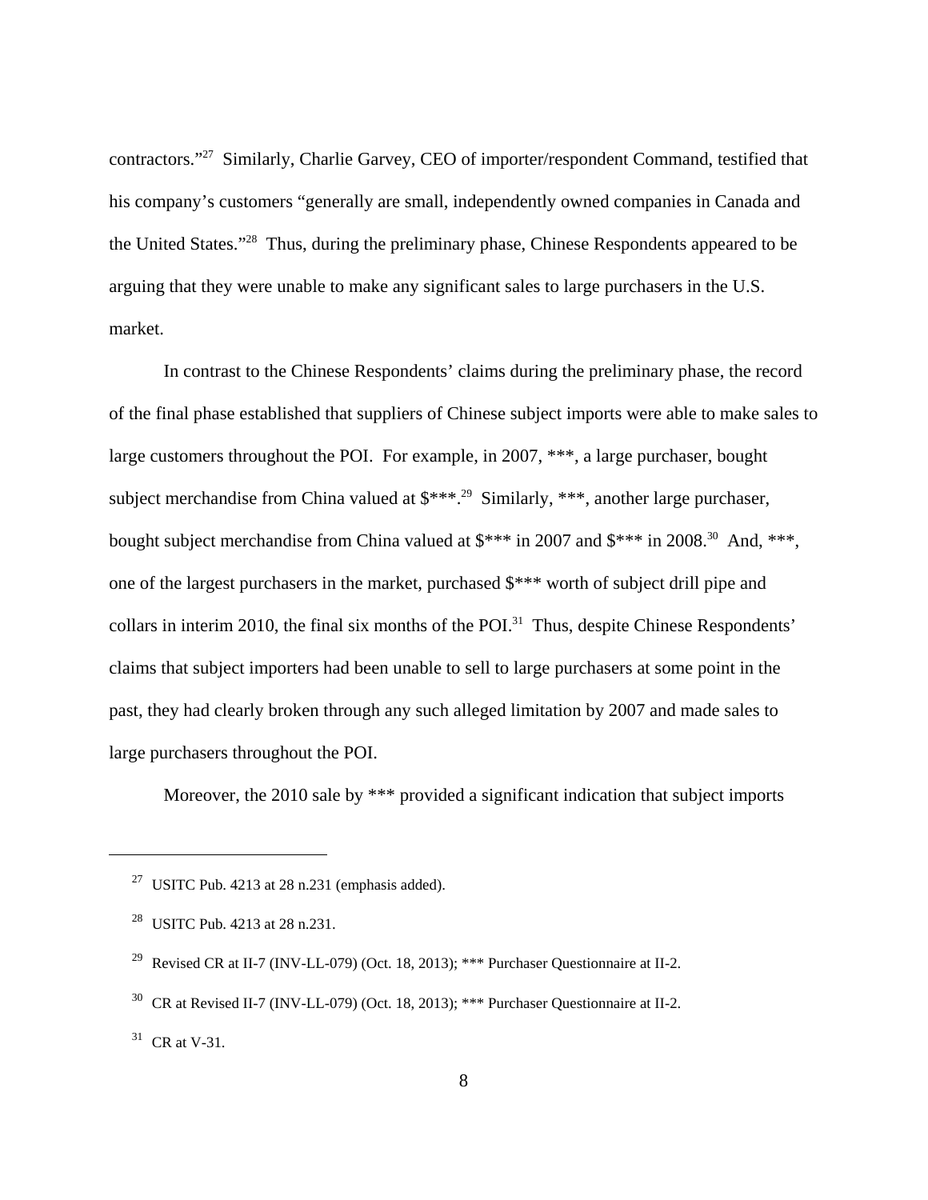contractors."[27] Similarly, Charlie Garvey, CEO of importer/respondent Command, testified that his company's customers "generally are small, independently owned companies in Canada and the United States."[28] Thus, during the preliminary phase, Chinese Respondents appeared to be arguing that they were unable to make any significant sales to large purchasers in the U.S. market.

In contrast to the Chinese Respondents' claims during the preliminary phase, the record of the final phase established that suppliers of Chinese subject imports were able to make sales to large customers throughout the POI. For example, in 2007, ***, a large purchaser, bought subject merchandise from China valued at $***.[29] Similarly, ***, another large purchaser, bought subject merchandise from China valued at $*** in 2007 and $*** in 2008.[30] And, ***, one of the largest purchasers in the market, purchased $*** worth of subject drill pipe and collars in interim 2010, the final six months of the POI.[31] Thus, despite Chinese Respondents' claims that subject importers had been unable to sell to large purchasers at some point in the past, they had clearly broken through any such alleged limitation by 2007 and made sales to large purchasers throughout the POI.

Moreover, the 2010 sale by *** provided a significant indication that subject imports

---

[27] USITC Pub. 4213 at 28 n.231 (emphasis added).

[28] USITC Pub. 4213 at 28 n.231.

[29] Revised CR at II-7 (INV-LL-079) (Oct. 18, 2013); *** Purchaser Questionnaire at II-2.

[30] CR at Revised II-7 (INV-LL-079) (Oct. 18, 2013); *** Purchaser Questionnaire at II-2.

[31] CR at V-31.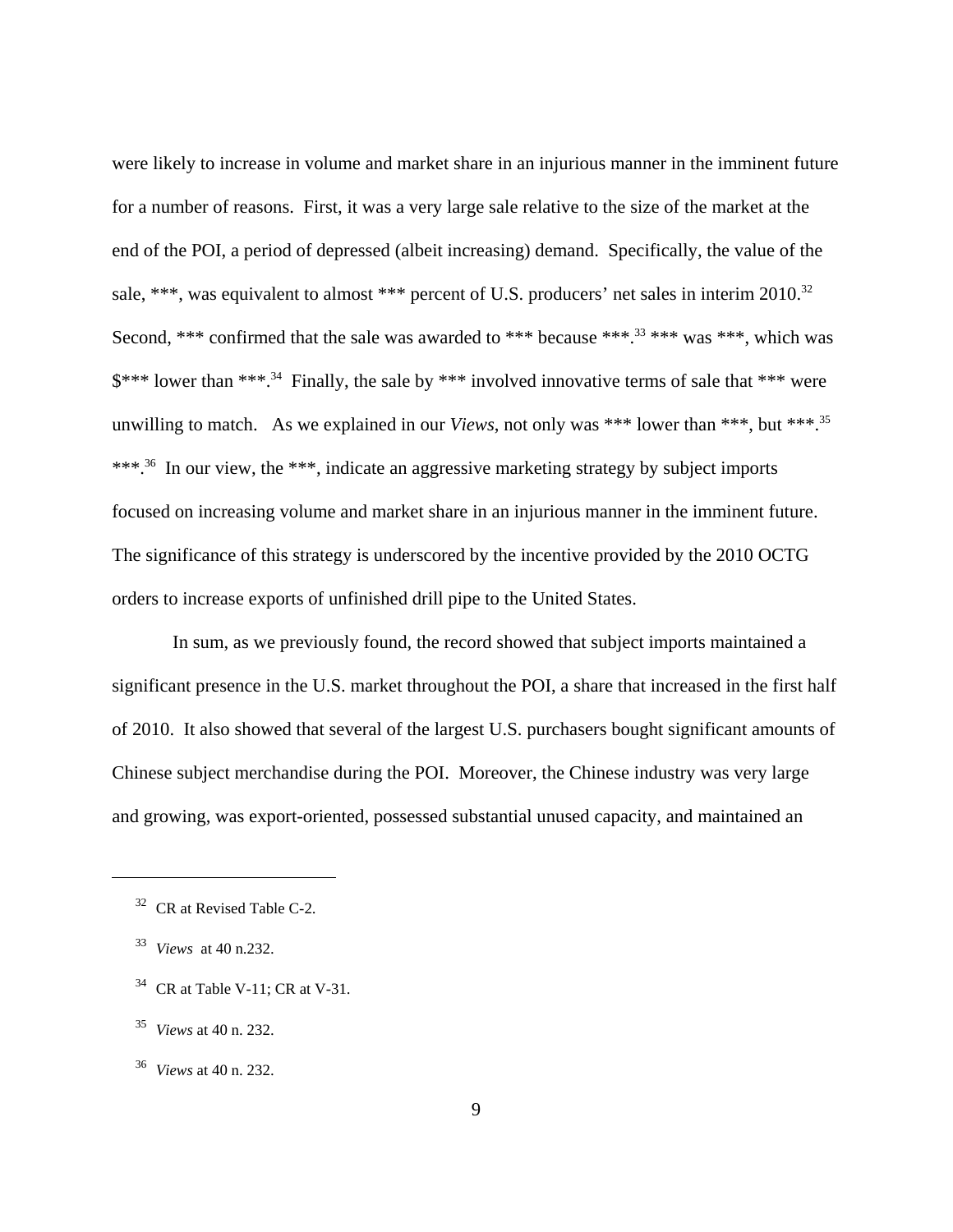were likely to increase in volume and market share in an injurious manner in the imminent future for a number of reasons. First, it was a very large sale relative to the size of the market at the end of the POI, a period of depressed (albeit increasing) demand. Specifically, the value of the sale, ***, was equivalent to almost *** percent of U.S. producers' net sales in interim 2010.[32] Second, *** confirmed that the sale was awarded to *** because ***.[33] *** was ***, which was $*** lower than ***.[34] Finally, the sale by *** involved innovative terms of sale that *** were unwilling to match. As we explained in our *Views*, not only was *** lower than ***, but ***.[35] ***.[36] In our view, the ***, indicate an aggressive marketing strategy by subject imports focused on increasing volume and market share in an injurious manner in the imminent future. The significance of this strategy is underscored by the incentive provided by the 2010 OCTG orders to increase exports of unfinished drill pipe to the United States.

In sum, as we previously found, the record showed that subject imports maintained a significant presence in the U.S. market throughout the POI, a share that increased in the first half of 2010. It also showed that several of the largest U.S. purchasers bought significant amounts of Chinese subject merchandise during the POI. Moreover, the Chinese industry was very large and growing, was export-oriented, possessed substantial unused capacity, and maintained an

---

[32] CR at Revised Table C-2.

[33] *Views* at 40 n.232.

[34] CR at Table V-11; CR at V-31.

[35] *Views* at 40 n. 232.

[36] *Views* at 40 n. 232.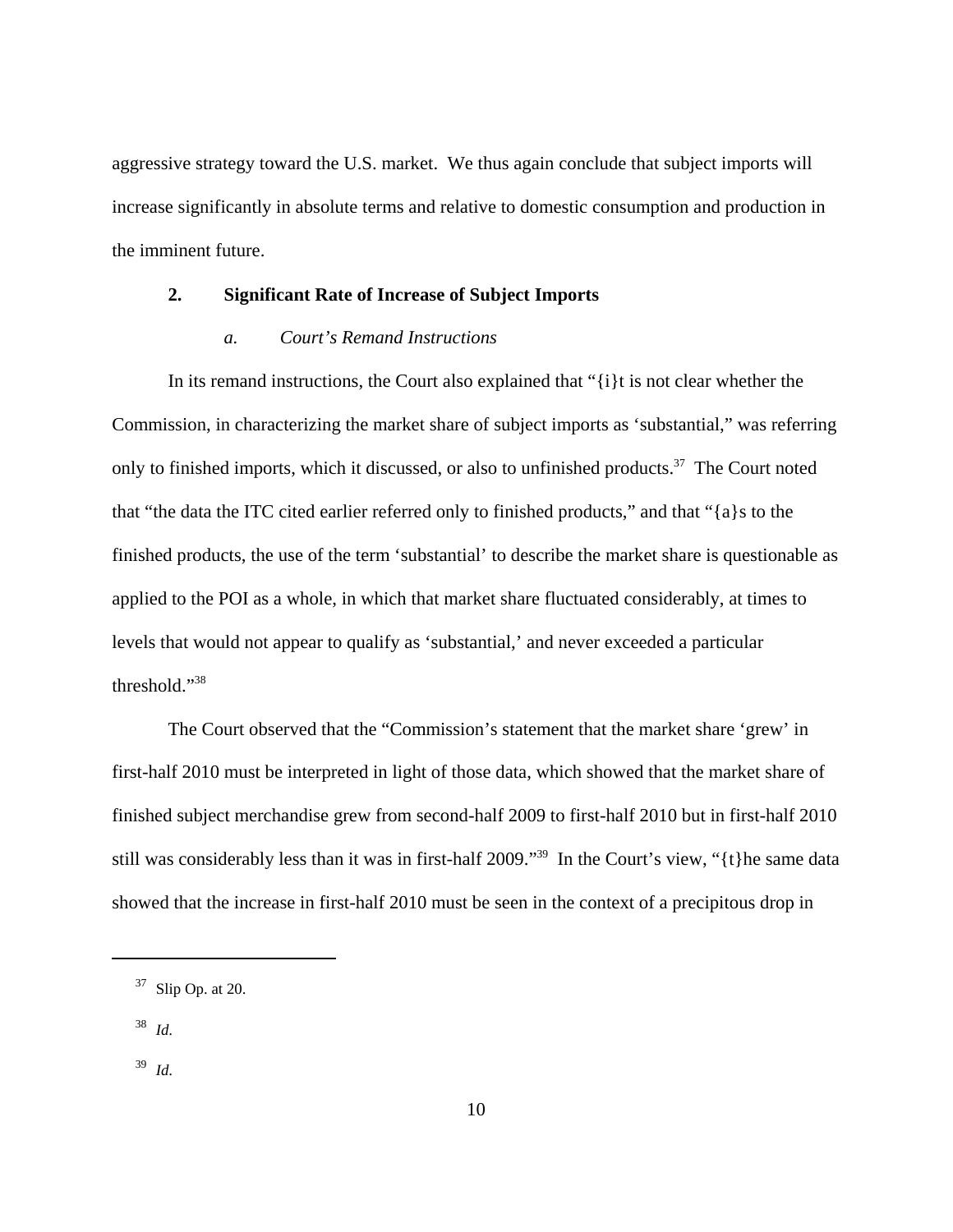aggressive strategy toward the U.S. market. We thus again conclude that subject imports will increase significantly in absolute terms and relative to domestic consumption and production in the imminent future.

### 2. Significant Rate of Increase of Subject Imports

#### *a. Court's Remand Instructions*

In its remand instructions, the Court also explained that "{i}t is not clear whether the Commission, in characterizing the market share of subject imports as 'substantial," was referring only to finished imports, which it discussed, or also to unfinished products.[37] The Court noted that "the data the ITC cited earlier referred only to finished products," and that "{a}s to the finished products, the use of the term 'substantial' to describe the market share is questionable as applied to the POI as a whole, in which that market share fluctuated considerably, at times to levels that would not appear to qualify as 'substantial,' and never exceeded a particular threshold."[38]

The Court observed that the "Commission's statement that the market share 'grew' in first-half 2010 must be interpreted in light of those data, which showed that the market share of finished subject merchandise grew from second-half 2009 to first-half 2010 but in first-half 2010 still was considerably less than it was in first-half 2009."[39] In the Court's view, "{t}he same data showed that the increase in first-half 2010 must be seen in the context of a precipitous drop in

---

[37] Slip Op. at 20.

[38] *Id.*

[39] *Id.*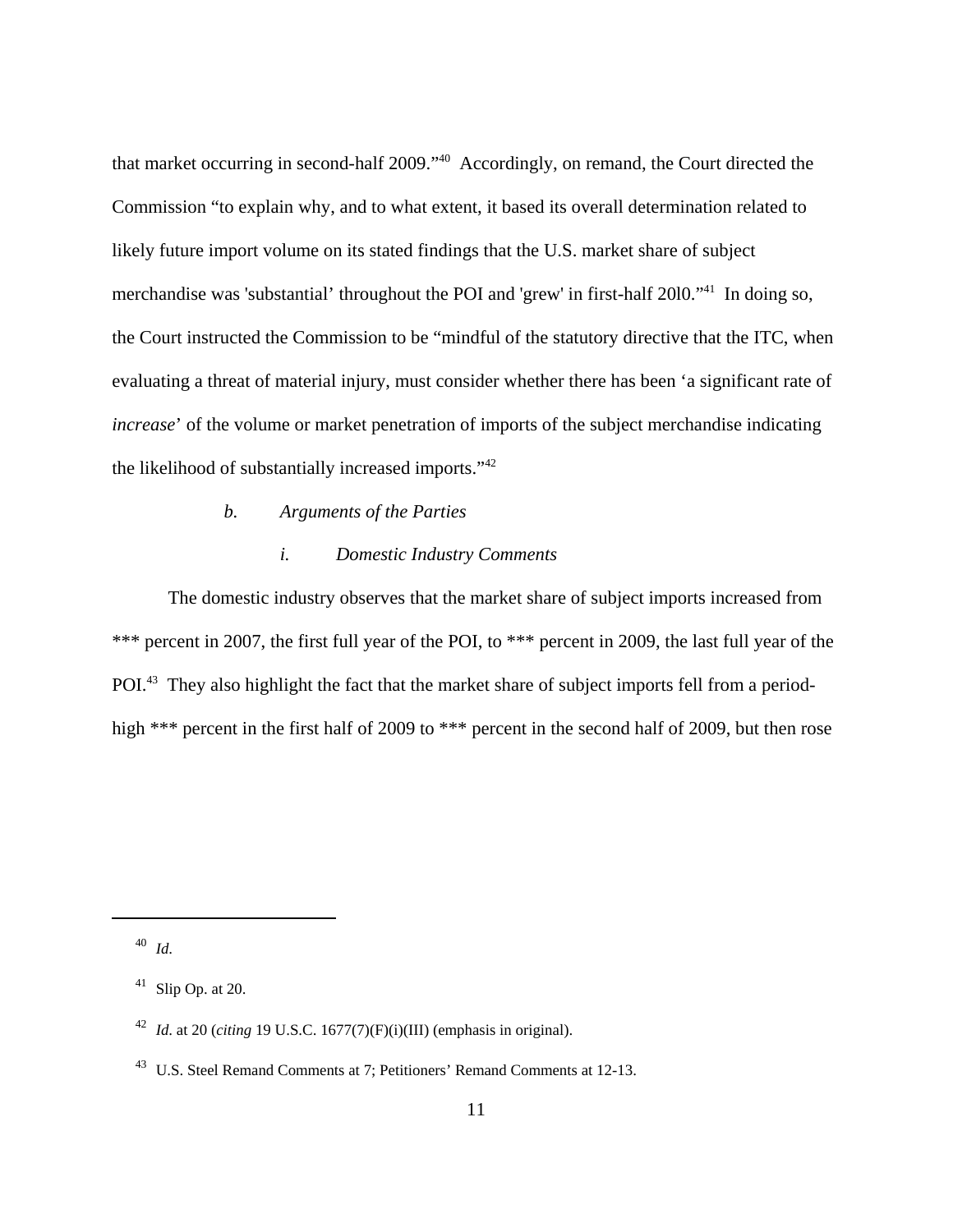that market occurring in second-half 2009."[40] Accordingly, on remand, the Court directed the Commission "to explain why, and to what extent, it based its overall determination related to likely future import volume on its stated findings that the U.S. market share of subject merchandise was 'substantial' throughout the POI and 'grew' in first-half 20l0."[41] In doing so, the Court instructed the Commission to be "mindful of the statutory directive that the ITC, when evaluating a threat of material injury, must consider whether there has been 'a significant rate of *increase*' of the volume or market penetration of imports of the subject merchandise indicating the likelihood of substantially increased imports."[42]

*b. Arguments of the Parties*

*i. Domestic Industry Comments*

The domestic industry observes that the market share of subject imports increased from *** percent in 2007, the first full year of the POI, to *** percent in 2009, the last full year of the POI.[43] They also highlight the fact that the market share of subject imports fell from a period-high *** percent in the first half of 2009 to *** percent in the second half of 2009, but then rose

---

[40] *Id.*

[41] Slip Op. at 20.

[42] *Id.* at 20 (*citing* 19 U.S.C. 1677(7)(F)(i)(III) (emphasis in original).

[43] U.S. Steel Remand Comments at 7; Petitioners' Remand Comments at 12-13.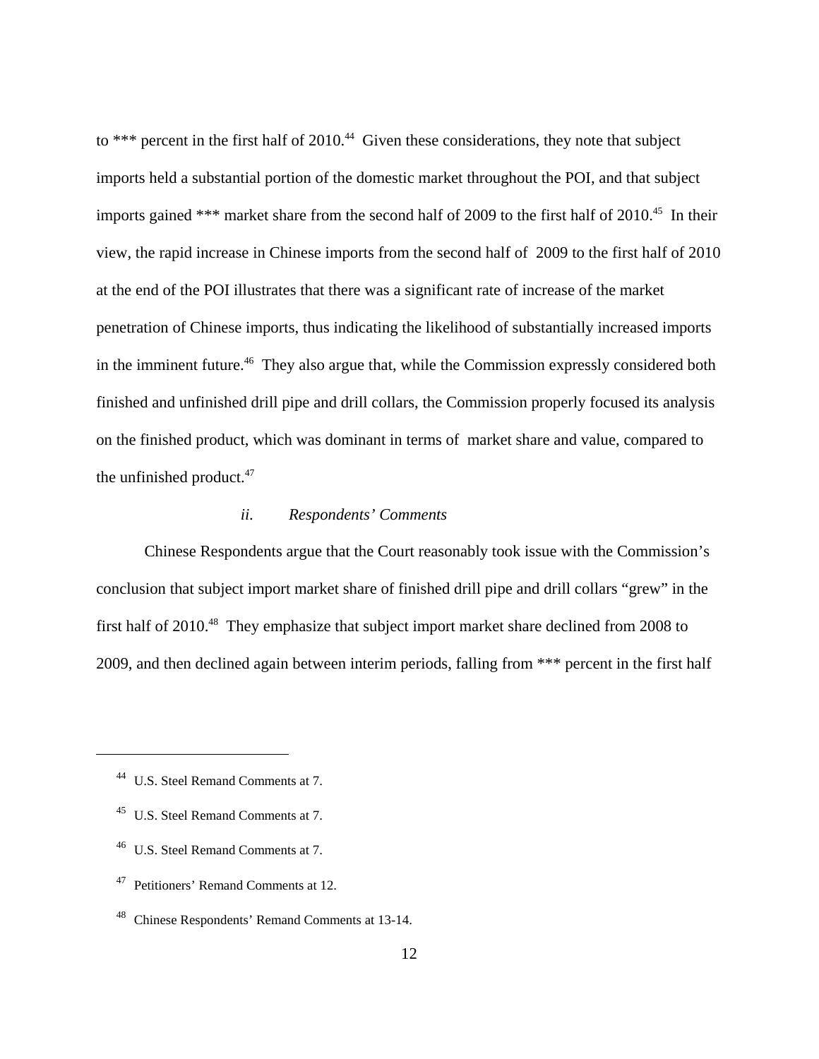to *** percent in the first half of 2010.[44] Given these considerations, they note that subject imports held a substantial portion of the domestic market throughout the POI, and that subject imports gained *** market share from the second half of 2009 to the first half of 2010.[45] In their view, the rapid increase in Chinese imports from the second half of 2009 to the first half of 2010 at the end of the POI illustrates that there was a significant rate of increase of the market penetration of Chinese imports, thus indicating the likelihood of substantially increased imports in the imminent future.[46] They also argue that, while the Commission expressly considered both finished and unfinished drill pipe and drill collars, the Commission properly focused its analysis on the finished product, which was dominant in terms of market share and value, compared to the unfinished product.[47]

*ii. Respondents' Comments*

Chinese Respondents argue that the Court reasonably took issue with the Commission's conclusion that subject import market share of finished drill pipe and drill collars "grew" in the first half of 2010.[48] They emphasize that subject import market share declined from 2008 to 2009, and then declined again between interim periods, falling from *** percent in the first half

---

[44] U.S. Steel Remand Comments at 7.

[45] U.S. Steel Remand Comments at 7.

[46] U.S. Steel Remand Comments at 7.

[47] Petitioners' Remand Comments at 12.

[48] Chinese Respondents' Remand Comments at 13-14.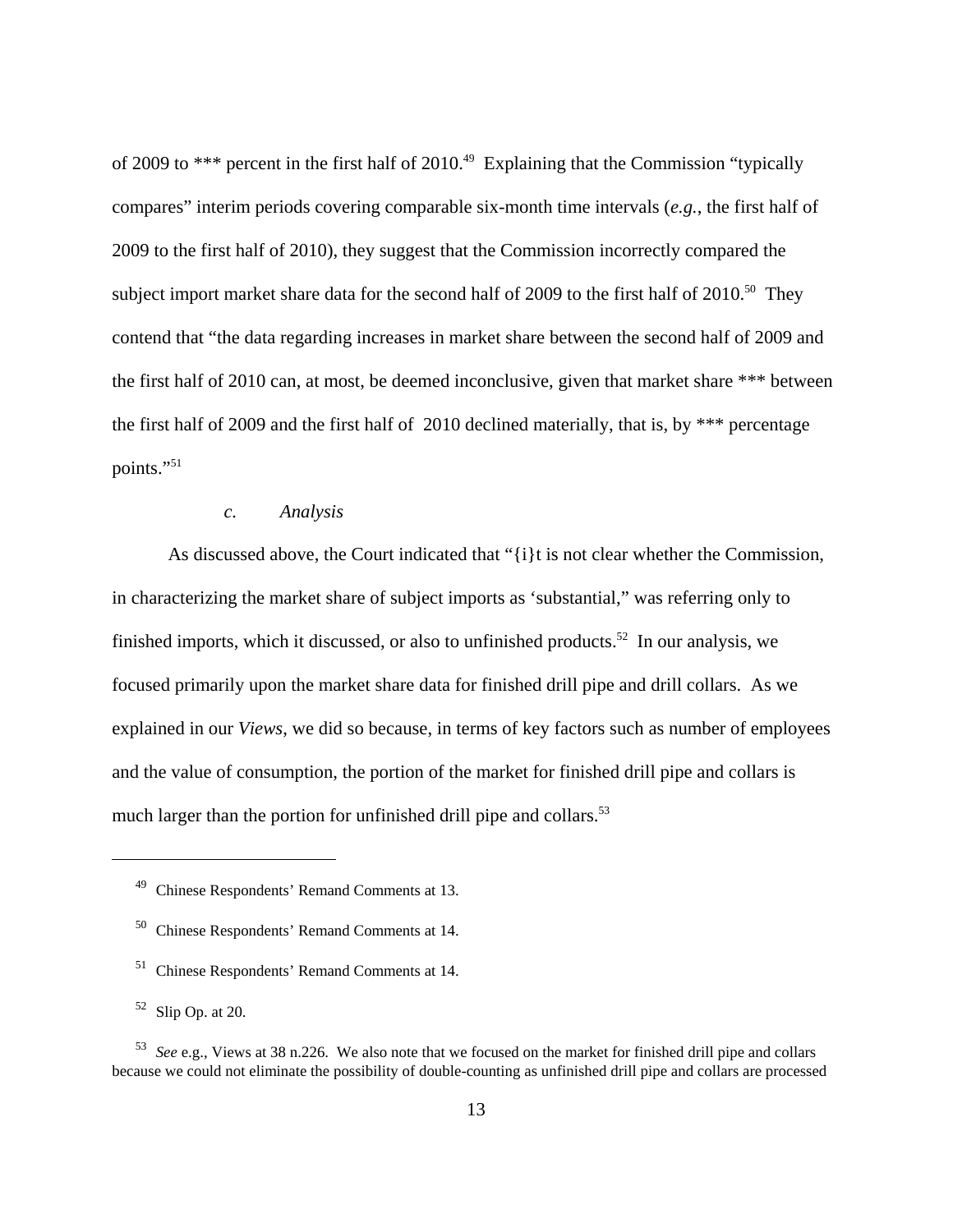of 2009 to *** percent in the first half of 2010.[49] Explaining that the Commission "typically compares" interim periods covering comparable six-month time intervals (*e.g.*, the first half of 2009 to the first half of 2010), they suggest that the Commission incorrectly compared the subject import market share data for the second half of 2009 to the first half of 2010.[50] They contend that "the data regarding increases in market share between the second half of 2009 and the first half of 2010 can, at most, be deemed inconclusive, given that market share *** between the first half of 2009 and the first half of 2010 declined materially, that is, by *** percentage points."[51]

*c. Analysis*

As discussed above, the Court indicated that "{i}t is not clear whether the Commission, in characterizing the market share of subject imports as 'substantial," was referring only to finished imports, which it discussed, or also to unfinished products.[52] In our analysis, we focused primarily upon the market share data for finished drill pipe and drill collars. As we explained in our *Views*, we did so because, in terms of key factors such as number of employees and the value of consumption, the portion of the market for finished drill pipe and collars is much larger than the portion for unfinished drill pipe and collars.[53]

---

[49] Chinese Respondents' Remand Comments at 13.

[50] Chinese Respondents' Remand Comments at 14.

[51] Chinese Respondents' Remand Comments at 14.

[52] Slip Op. at 20.

[53] *See* e.g., Views at 38 n.226. We also note that we focused on the market for finished drill pipe and collars because we could not eliminate the possibility of double-counting as unfinished drill pipe and collars are processed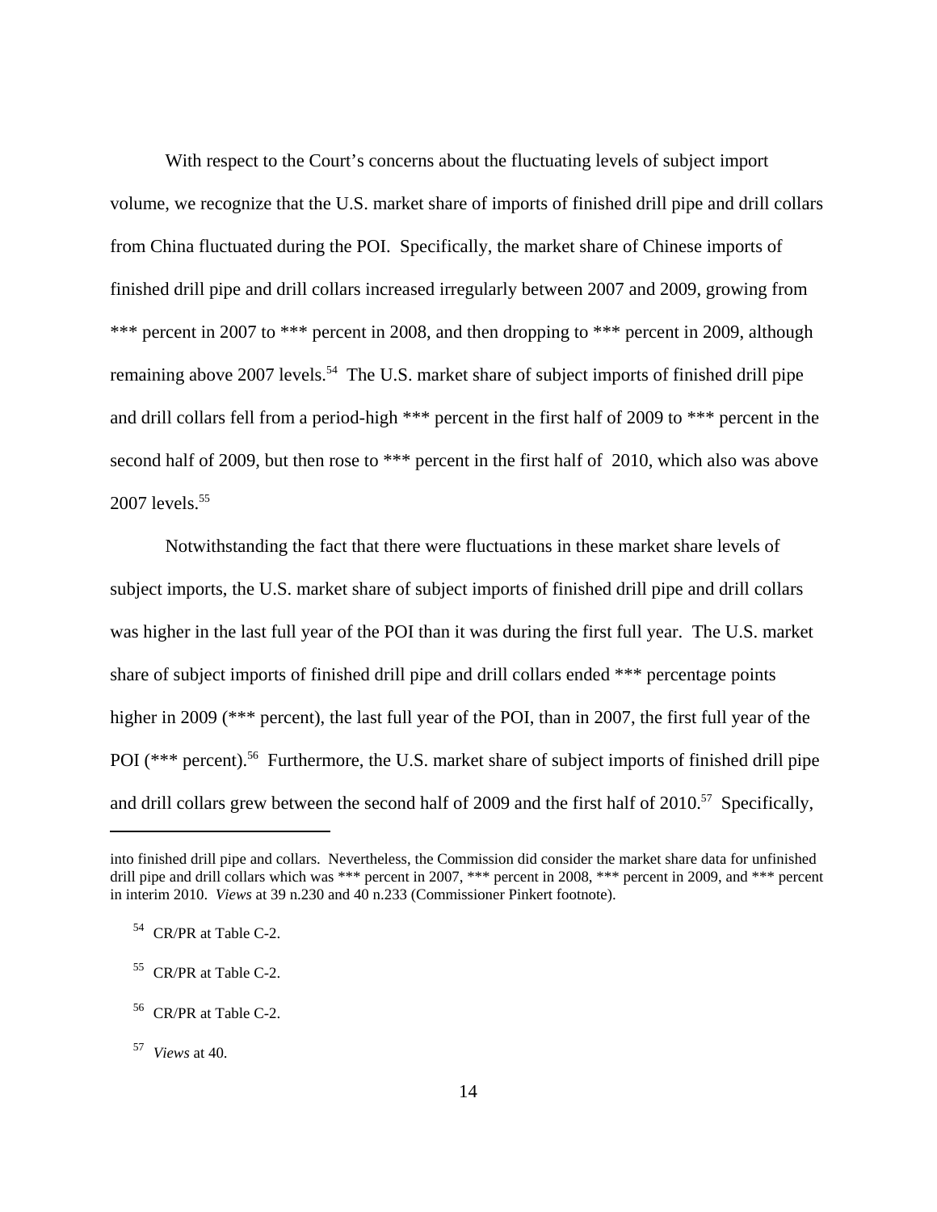With respect to the Court's concerns about the fluctuating levels of subject import volume, we recognize that the U.S. market share of imports of finished drill pipe and drill collars from China fluctuated during the POI. Specifically, the market share of Chinese imports of finished drill pipe and drill collars increased irregularly between 2007 and 2009, growing from *** percent in 2007 to *** percent in 2008, and then dropping to *** percent in 2009, although remaining above 2007 levels.[54] The U.S. market share of subject imports of finished drill pipe and drill collars fell from a period-high *** percent in the first half of 2009 to *** percent in the second half of 2009, but then rose to *** percent in the first half of 2010, which also was above 2007 levels.[55]

Notwithstanding the fact that there were fluctuations in these market share levels of subject imports, the U.S. market share of subject imports of finished drill pipe and drill collars was higher in the last full year of the POI than it was during the first full year. The U.S. market share of subject imports of finished drill pipe and drill collars ended *** percentage points higher in 2009 (*** percent), the last full year of the POI, than in 2007, the first full year of the POI (*** percent).[56] Furthermore, the U.S. market share of subject imports of finished drill pipe and drill collars grew between the second half of 2009 and the first half of 2010.[57] Specifically,

---

into finished drill pipe and collars. Nevertheless, the Commission did consider the market share data for unfinished drill pipe and drill collars which was *** percent in 2007, *** percent in 2008, *** percent in 2009, and *** percent in interim 2010. *Views* at 39 n.230 and 40 n.233 (Commissioner Pinkert footnote).

[54] CR/PR at Table C-2.

[55] CR/PR at Table C-2.

[56] CR/PR at Table C-2.

[57] *Views* at 40.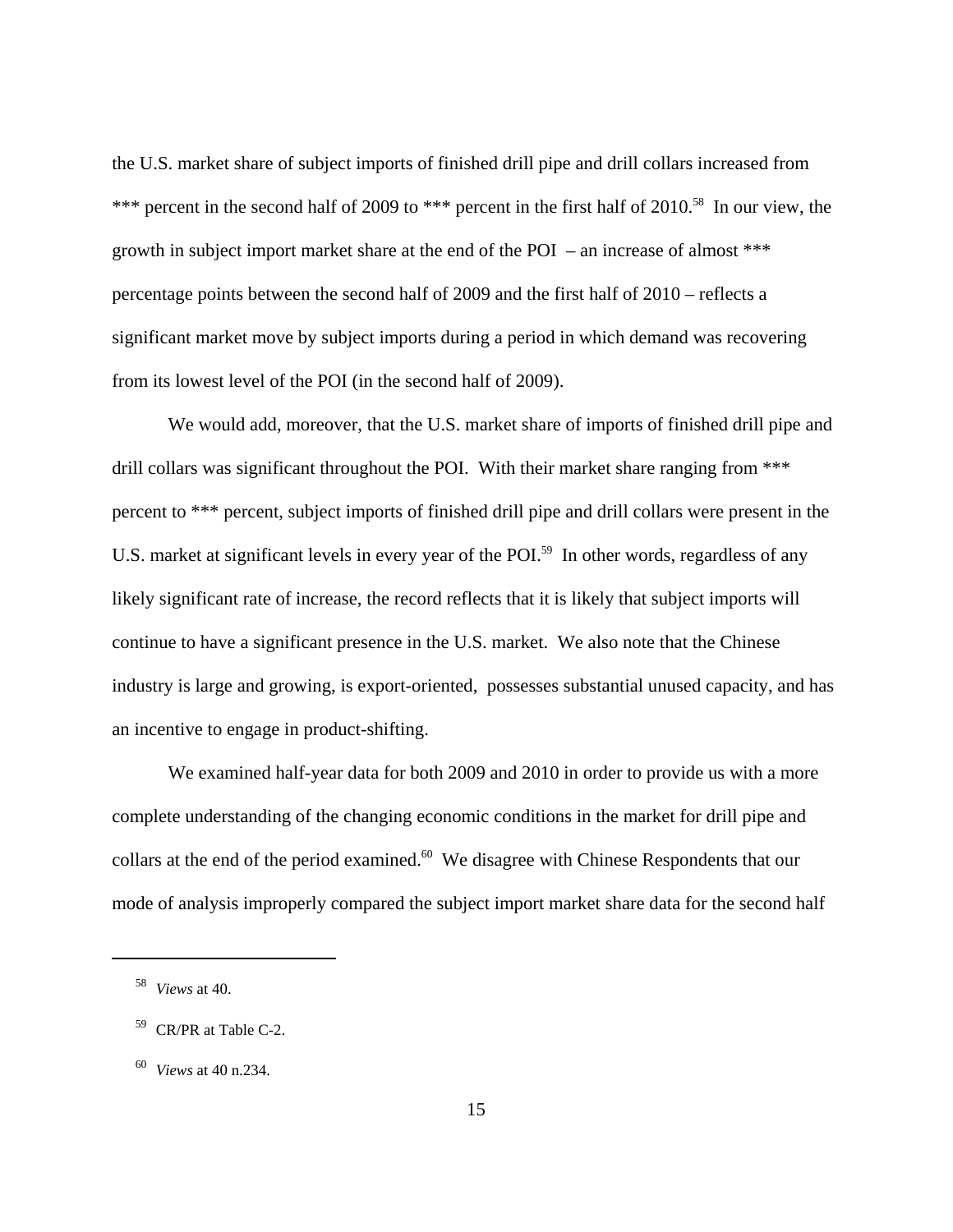the U.S. market share of subject imports of finished drill pipe and drill collars increased from *** percent in the second half of 2009 to *** percent in the first half of 2010.[58] In our view, the growth in subject import market share at the end of the POI – an increase of almost *** percentage points between the second half of 2009 and the first half of 2010 – reflects a significant market move by subject imports during a period in which demand was recovering from its lowest level of the POI (in the second half of 2009).

We would add, moreover, that the U.S. market share of imports of finished drill pipe and drill collars was significant throughout the POI. With their market share ranging from *** percent to *** percent, subject imports of finished drill pipe and drill collars were present in the U.S. market at significant levels in every year of the POI.[59] In other words, regardless of any likely significant rate of increase, the record reflects that it is likely that subject imports will continue to have a significant presence in the U.S. market. We also note that the Chinese industry is large and growing, is export-oriented, possesses substantial unused capacity, and has an incentive to engage in product-shifting.

We examined half-year data for both 2009 and 2010 in order to provide us with a more complete understanding of the changing economic conditions in the market for drill pipe and collars at the end of the period examined.[60] We disagree with Chinese Respondents that our mode of analysis improperly compared the subject import market share data for the second half

---

[58] *Views* at 40.

[59] CR/PR at Table C-2.

[60] *Views* at 40 n.234.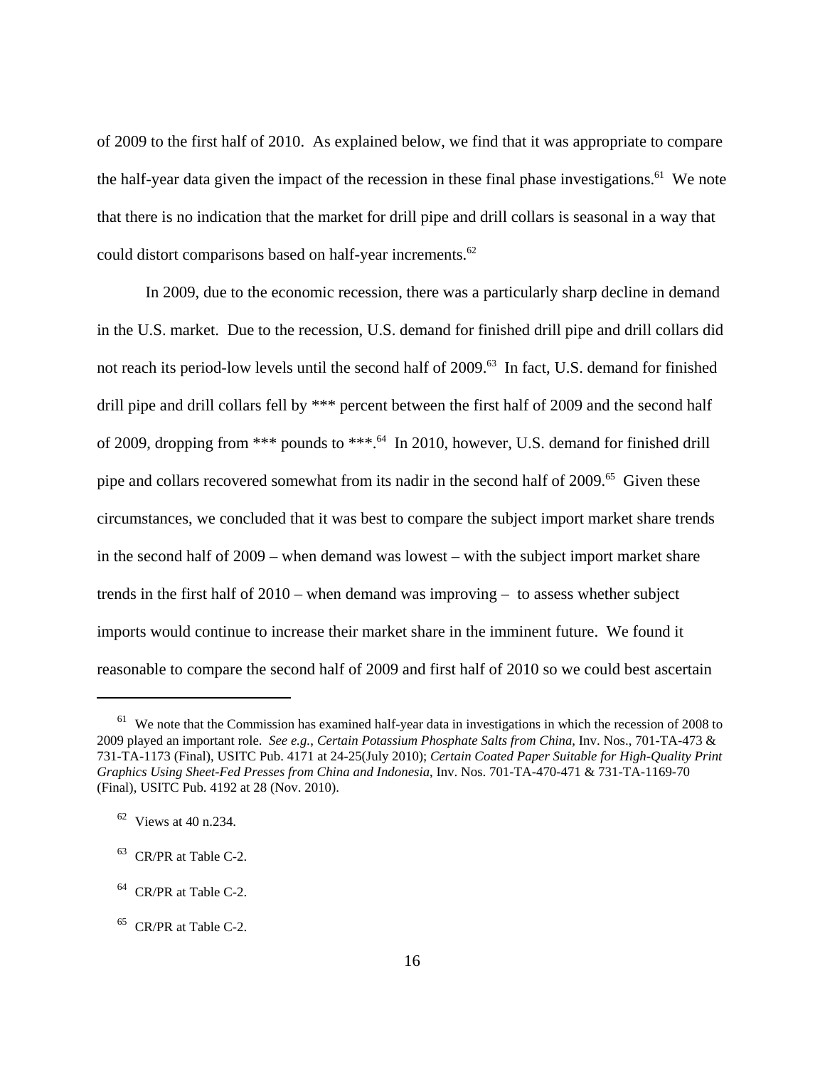of 2009 to the first half of 2010. As explained below, we find that it was appropriate to compare the half-year data given the impact of the recession in these final phase investigations.[61] We note that there is no indication that the market for drill pipe and drill collars is seasonal in a way that could distort comparisons based on half-year increments.[62]

In 2009, due to the economic recession, there was a particularly sharp decline in demand in the U.S. market. Due to the recession, U.S. demand for finished drill pipe and drill collars did not reach its period-low levels until the second half of 2009.[63] In fact, U.S. demand for finished drill pipe and drill collars fell by *** percent between the first half of 2009 and the second half of 2009, dropping from *** pounds to ***.[64] In 2010, however, U.S. demand for finished drill pipe and collars recovered somewhat from its nadir in the second half of 2009.[65] Given these circumstances, we concluded that it was best to compare the subject import market share trends in the second half of 2009 – when demand was lowest – with the subject import market share trends in the first half of 2010 – when demand was improving – to assess whether subject imports would continue to increase their market share in the imminent future. We found it reasonable to compare the second half of 2009 and first half of 2010 so we could best ascertain

---

[61] We note that the Commission has examined half-year data in investigations in which the recession of 2008 to 2009 played an important role. *See e.g.*, *Certain Potassium Phosphate Salts from China*, Inv. Nos., 701-TA-473 & 731-TA-1173 (Final), USITC Pub. 4171 at 24-25(July 2010); *Certain Coated Paper Suitable for High-Quality Print Graphics Using Sheet-Fed Presses from China and Indonesia*, Inv. Nos. 701-TA-470-471 & 731-TA-1169-70 (Final), USITC Pub. 4192 at 28 (Nov. 2010).

[62] Views at 40 n.234.

[63] CR/PR at Table C-2.

[64] CR/PR at Table C-2.

[65] CR/PR at Table C-2.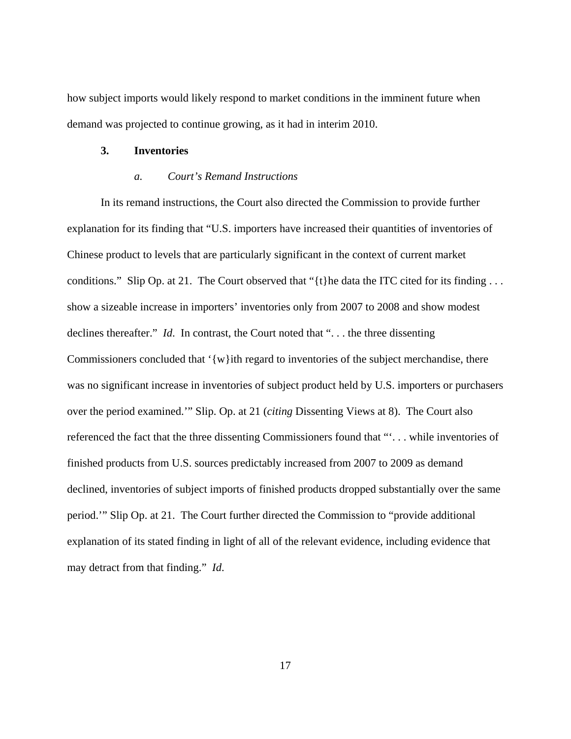how subject imports would likely respond to market conditions in the imminent future when demand was projected to continue growing, as it had in interim 2010.

### 3. Inventories

#### *a. Court's Remand Instructions*

In its remand instructions, the Court also directed the Commission to provide further explanation for its finding that "U.S. importers have increased their quantities of inventories of Chinese product to levels that are particularly significant in the context of current market conditions." Slip Op. at 21. The Court observed that "{t}he data the ITC cited for its finding . . . show a sizeable increase in importers' inventories only from 2007 to 2008 and show modest declines thereafter." *Id.* In contrast, the Court noted that ". . . the three dissenting Commissioners concluded that '{w}ith regard to inventories of the subject merchandise, there was no significant increase in inventories of subject product held by U.S. importers or purchasers over the period examined.'" Slip. Op. at 21 (*citing* Dissenting Views at 8). The Court also referenced the fact that the three dissenting Commissioners found that "'. . . while inventories of finished products from U.S. sources predictably increased from 2007 to 2009 as demand declined, inventories of subject imports of finished products dropped substantially over the same period.'" Slip Op. at 21. The Court further directed the Commission to "provide additional explanation of its stated finding in light of all of the relevant evidence, including evidence that may detract from that finding." *Id.*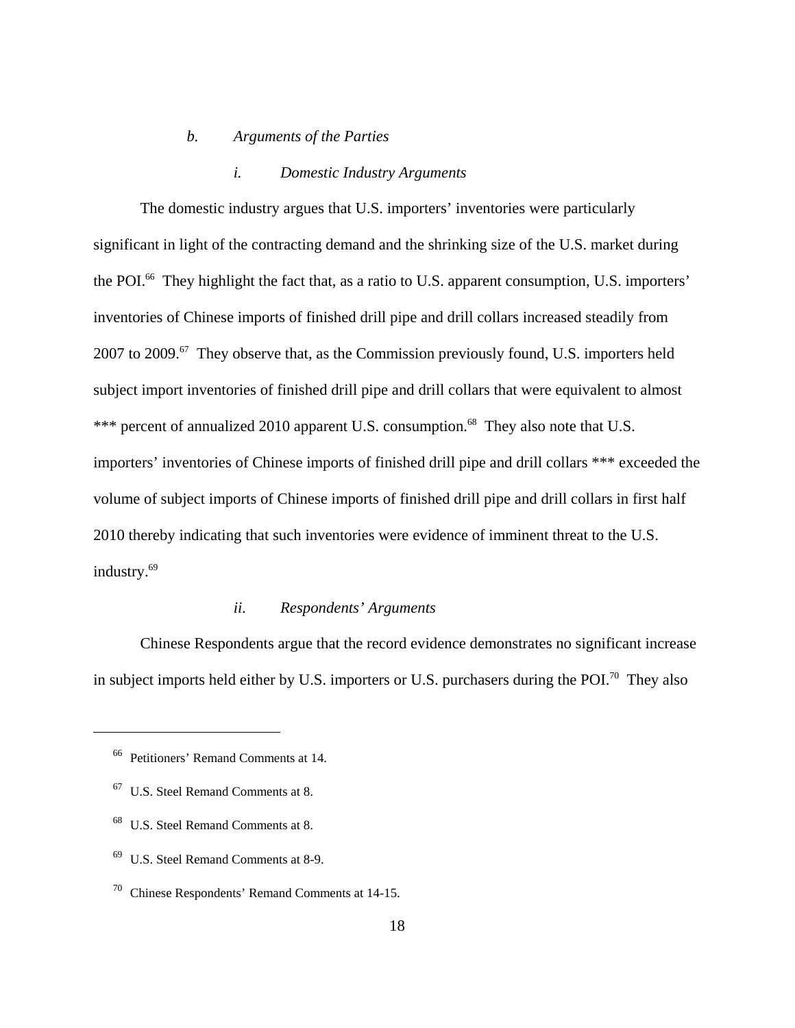*b. Arguments of the Parties*

*i. Domestic Industry Arguments*

The domestic industry argues that U.S. importers' inventories were particularly significant in light of the contracting demand and the shrinking size of the U.S. market during the POI.[66] They highlight the fact that, as a ratio to U.S. apparent consumption, U.S. importers' inventories of Chinese imports of finished drill pipe and drill collars increased steadily from 2007 to 2009.[67] They observe that, as the Commission previously found, U.S. importers held subject import inventories of finished drill pipe and drill collars that were equivalent to almost *** percent of annualized 2010 apparent U.S. consumption.[68] They also note that U.S. importers' inventories of Chinese imports of finished drill pipe and drill collars *** exceeded the volume of subject imports of Chinese imports of finished drill pipe and drill collars in first half 2010 thereby indicating that such inventories were evidence of imminent threat to the U.S. industry.[69]

*ii. Respondents' Arguments*

Chinese Respondents argue that the record evidence demonstrates no significant increase in subject imports held either by U.S. importers or U.S. purchasers during the POI.[70] They also

---

[66] Petitioners' Remand Comments at 14.

[67] U.S. Steel Remand Comments at 8.

[68] U.S. Steel Remand Comments at 8.

[69] U.S. Steel Remand Comments at 8-9.

[70] Chinese Respondents' Remand Comments at 14-15.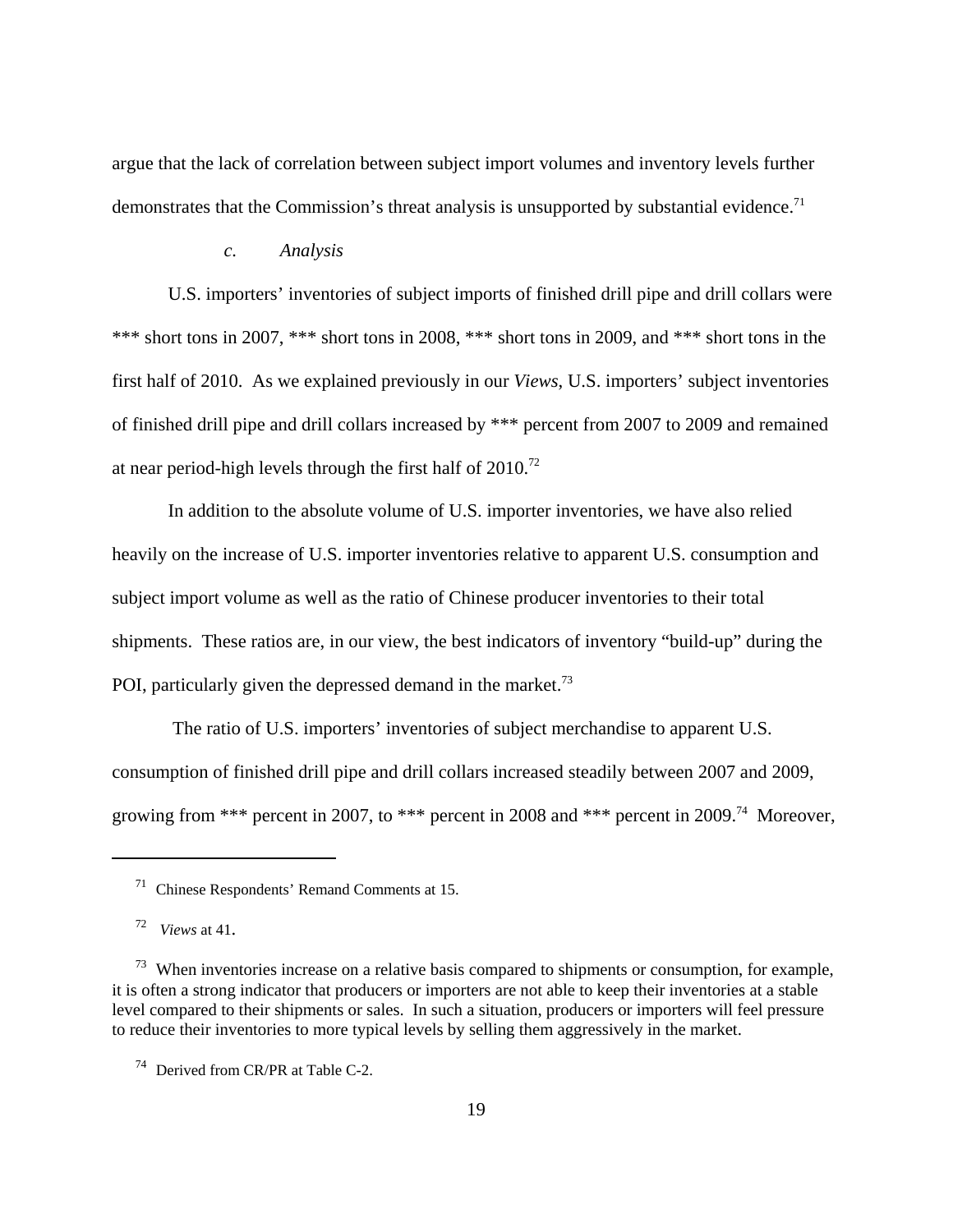argue that the lack of correlation between subject import volumes and inventory levels further demonstrates that the Commission's threat analysis is unsupported by substantial evidence.[71]

*c. Analysis*

U.S. importers' inventories of subject imports of finished drill pipe and drill collars were *** short tons in 2007, *** short tons in 2008, *** short tons in 2009, and *** short tons in the first half of 2010. As we explained previously in our *Views*, U.S. importers' subject inventories of finished drill pipe and drill collars increased by *** percent from 2007 to 2009 and remained at near period-high levels through the first half of 2010.[72]

In addition to the absolute volume of U.S. importer inventories, we have also relied heavily on the increase of U.S. importer inventories relative to apparent U.S. consumption and subject import volume as well as the ratio of Chinese producer inventories to their total shipments. These ratios are, in our view, the best indicators of inventory "build-up" during the POI, particularly given the depressed demand in the market.[73]

The ratio of U.S. importers' inventories of subject merchandise to apparent U.S. consumption of finished drill pipe and drill collars increased steadily between 2007 and 2009, growing from *** percent in 2007, to *** percent in 2008 and *** percent in 2009.[74] Moreover,

---

[71] Chinese Respondents' Remand Comments at 15.

[72] *Views* at 41.

[73] When inventories increase on a relative basis compared to shipments or consumption, for example, it is often a strong indicator that producers or importers are not able to keep their inventories at a stable level compared to their shipments or sales. In such a situation, producers or importers will feel pressure to reduce their inventories to more typical levels by selling them aggressively in the market.

[74] Derived from CR/PR at Table C-2.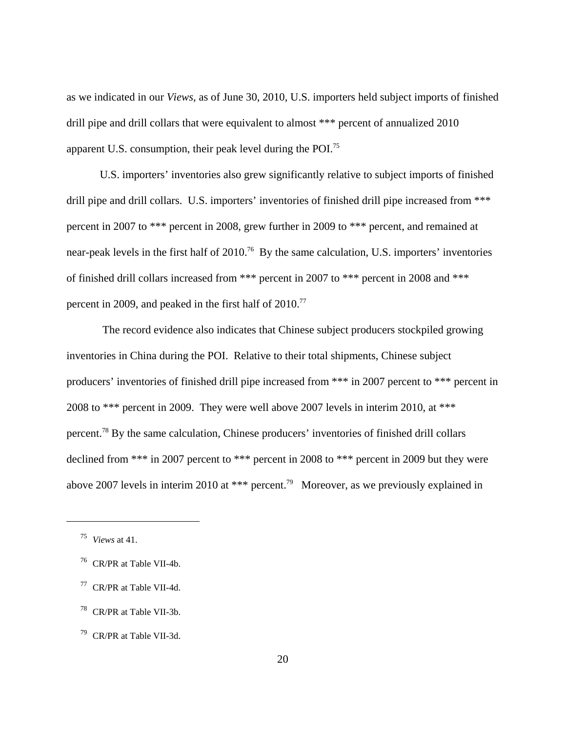as we indicated in our *Views*, as of June 30, 2010, U.S. importers held subject imports of finished drill pipe and drill collars that were equivalent to almost *** percent of annualized 2010 apparent U.S. consumption, their peak level during the POI.[75]

U.S. importers' inventories also grew significantly relative to subject imports of finished drill pipe and drill collars. U.S. importers' inventories of finished drill pipe increased from *** percent in 2007 to *** percent in 2008, grew further in 2009 to *** percent, and remained at near-peak levels in the first half of 2010.[76] By the same calculation, U.S. importers' inventories of finished drill collars increased from *** percent in 2007 to *** percent in 2008 and *** percent in 2009, and peaked in the first half of 2010.[77]

The record evidence also indicates that Chinese subject producers stockpiled growing inventories in China during the POI. Relative to their total shipments, Chinese subject producers' inventories of finished drill pipe increased from *** in 2007 percent to *** percent in 2008 to *** percent in 2009. They were well above 2007 levels in interim 2010, at *** percent.[78] By the same calculation, Chinese producers' inventories of finished drill collars declined from *** in 2007 percent to *** percent in 2008 to *** percent in 2009 but they were above 2007 levels in interim 2010 at *** percent.[79] Moreover, as we previously explained in

---

[75] *Views* at 41.

[76] CR/PR at Table VII-4b.

[77] CR/PR at Table VII-4d.

[78] CR/PR at Table VII-3b.

[79] CR/PR at Table VII-3d.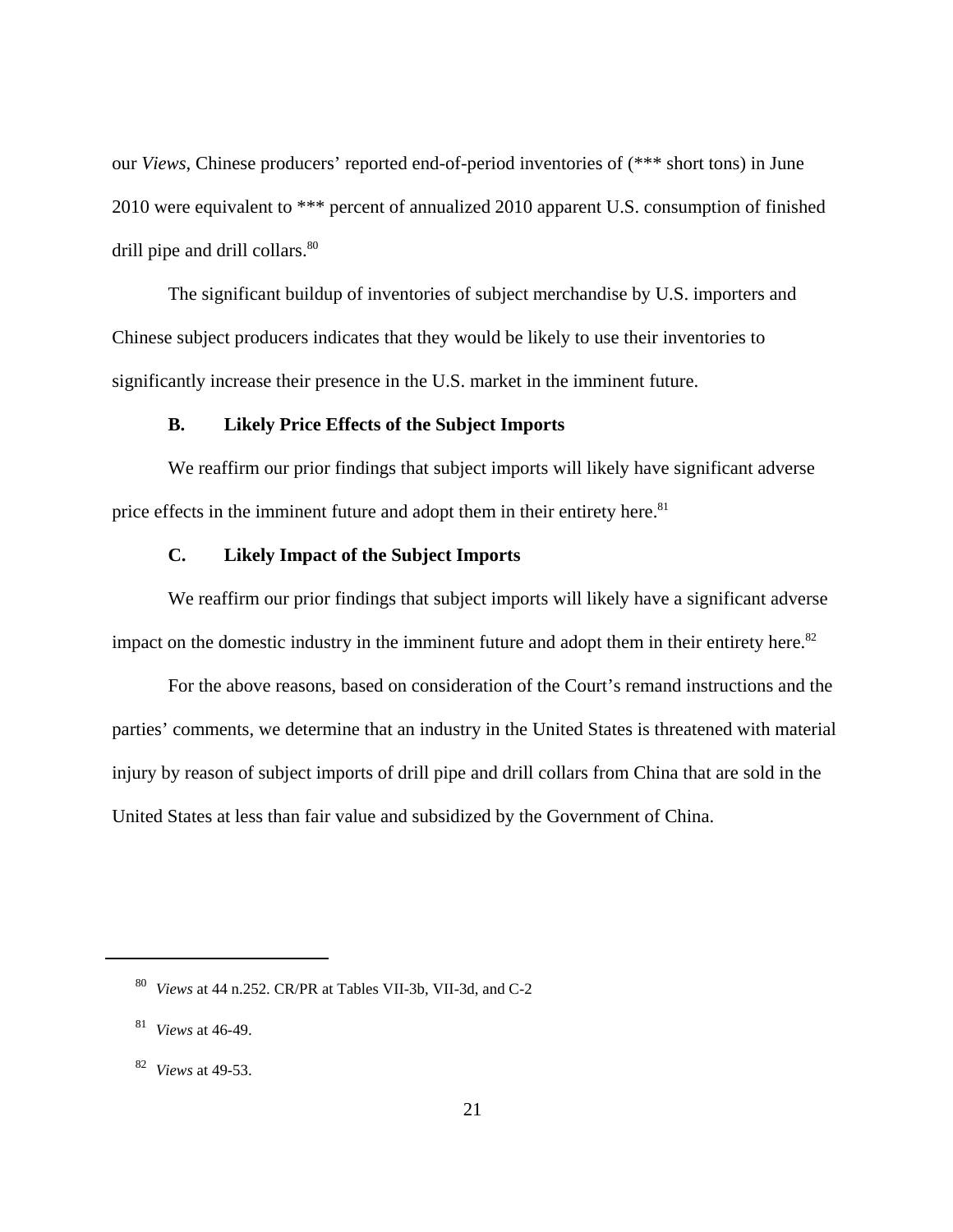our *Views*, Chinese producers' reported end-of-period inventories of (*** short tons) in June 2010 were equivalent to *** percent of annualized 2010 apparent U.S. consumption of finished drill pipe and drill collars.[80]

The significant buildup of inventories of subject merchandise by U.S. importers and Chinese subject producers indicates that they would be likely to use their inventories to significantly increase their presence in the U.S. market in the imminent future.

### B. Likely Price Effects of the Subject Imports

We reaffirm our prior findings that subject imports will likely have significant adverse price effects in the imminent future and adopt them in their entirety here.[81]

### C. Likely Impact of the Subject Imports

We reaffirm our prior findings that subject imports will likely have a significant adverse impact on the domestic industry in the imminent future and adopt them in their entirety here.[82]

For the above reasons, based on consideration of the Court's remand instructions and the parties' comments, we determine that an industry in the United States is threatened with material injury by reason of subject imports of drill pipe and drill collars from China that are sold in the United States at less than fair value and subsidized by the Government of China.

---

[80] *Views* at 44 n.252. CR/PR at Tables VII-3b, VII-3d, and C-2

[81] *Views* at 46-49.

[82] *Views* at 49-53.